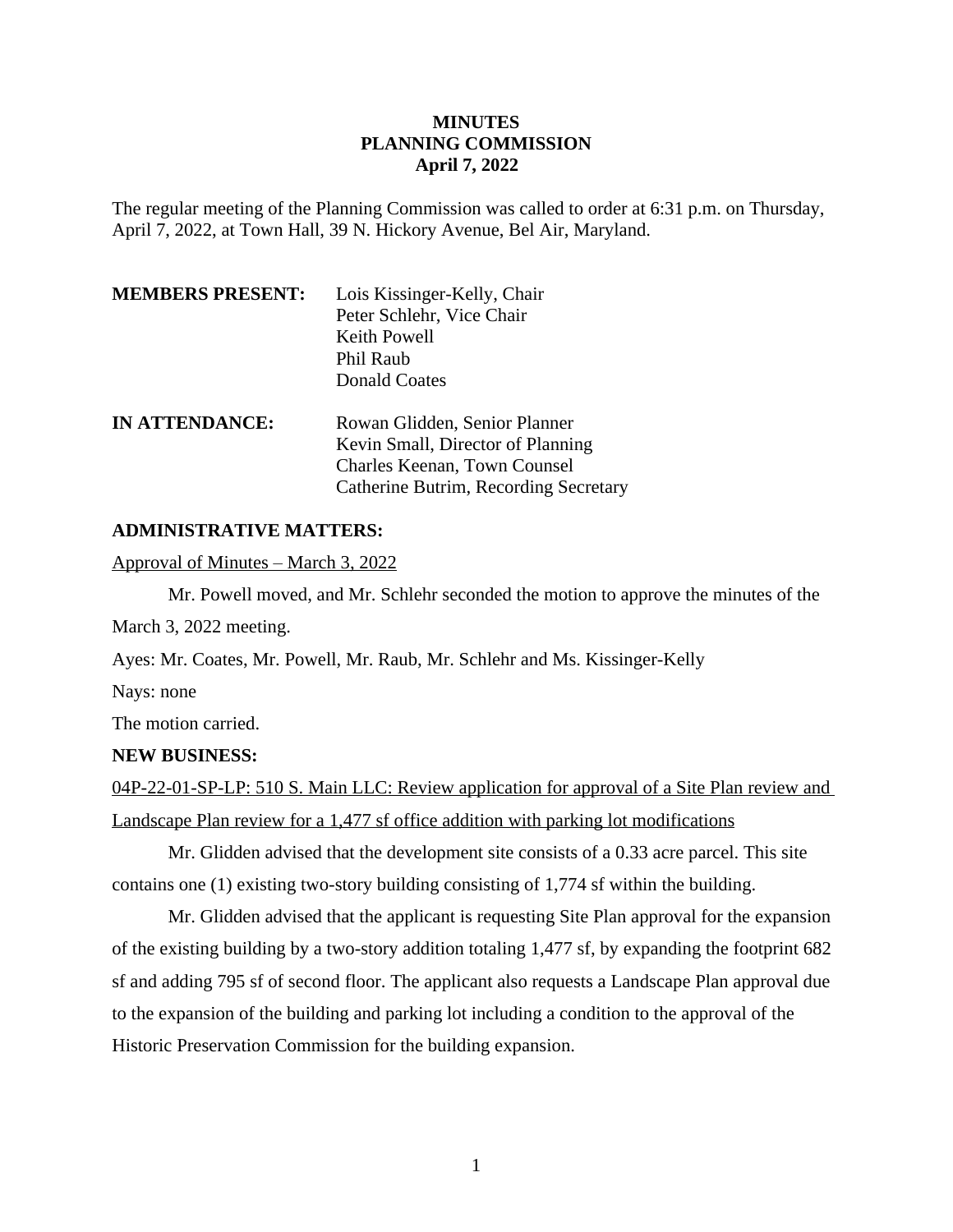**MINUTES**
**PLANNING COMMISSION**
**April 7, 2022**

The regular meeting of the Planning Commission was called to order at 6:31 p.m. on Thursday, April 7, 2022, at Town Hall, 39 N. Hickory Avenue, Bel Air, Maryland.

**MEMBERS PRESENT:** Lois Kissinger-Kelly, Chair
Peter Schlehr, Vice Chair
Keith Powell
Phil Raub
Donald Coates

**IN ATTENDANCE:** Rowan Glidden, Senior Planner
Kevin Small, Director of Planning
Charles Keenan, Town Counsel
Catherine Butrim, Recording Secretary

**ADMINISTRATIVE MATTERS:**

Approval of Minutes – March 3, 2022

Mr. Powell moved, and Mr. Schlehr seconded the motion to approve the minutes of the March 3, 2022 meeting.

Ayes: Mr. Coates, Mr. Powell, Mr. Raub, Mr. Schlehr and Ms. Kissinger-Kelly

Nays: none

The motion carried.

**NEW BUSINESS:**

04P-22-01-SP-LP: 510 S. Main LLC: Review application for approval of a Site Plan review and Landscape Plan review for a 1,477 sf office addition with parking lot modifications

Mr. Glidden advised that the development site consists of a 0.33 acre parcel. This site contains one (1) existing two-story building consisting of 1,774 sf within the building.

Mr. Glidden advised that the applicant is requesting Site Plan approval for the expansion of the existing building by a two-story addition totaling 1,477 sf, by expanding the footprint 682 sf and adding 795 sf of second floor. The applicant also requests a Landscape Plan approval due to the expansion of the building and parking lot including a condition to the approval of the Historic Preservation Commission for the building expansion.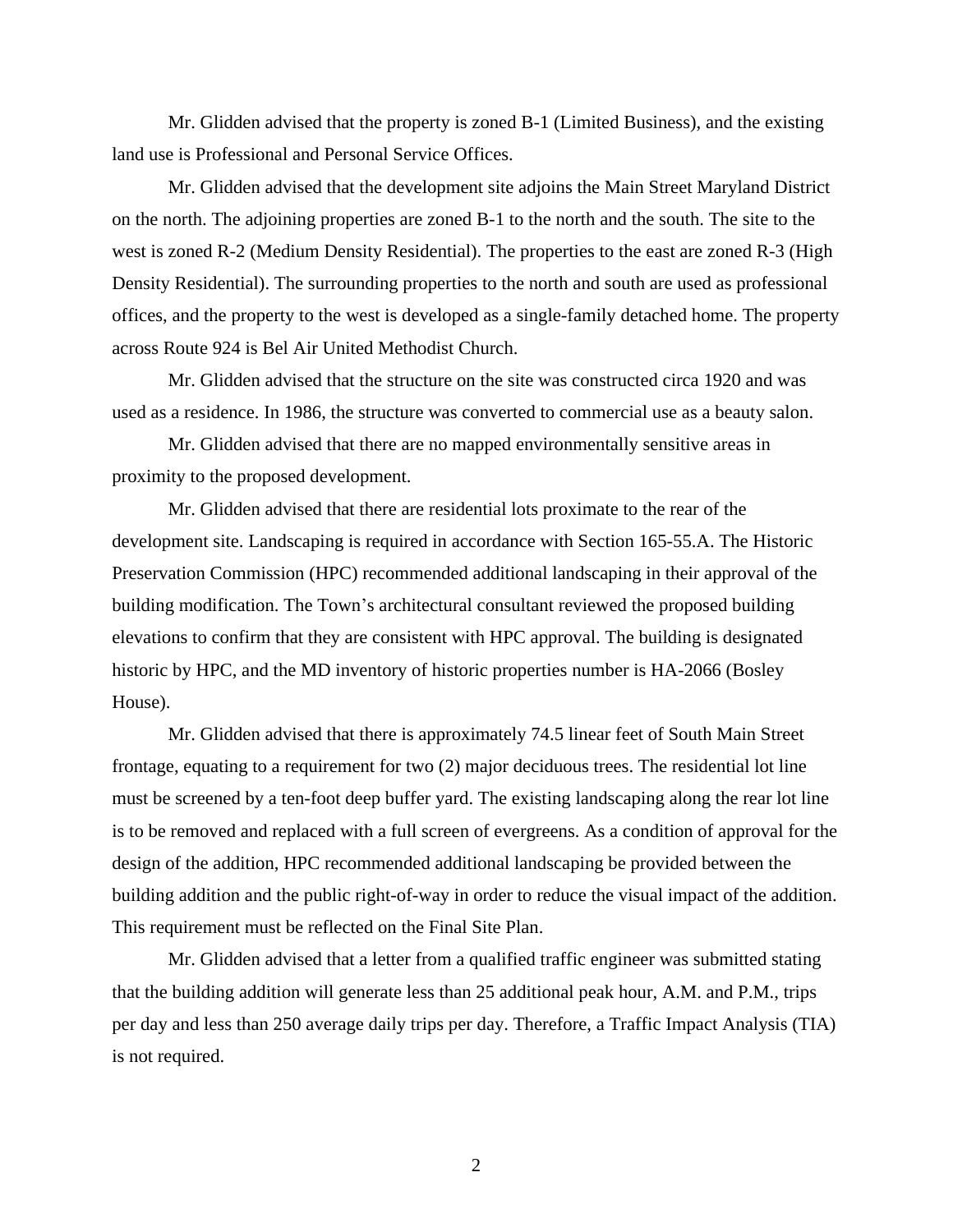Mr. Glidden advised that the property is zoned B-1 (Limited Business), and the existing land use is Professional and Personal Service Offices.

Mr. Glidden advised that the development site adjoins the Main Street Maryland District on the north. The adjoining properties are zoned B-1 to the north and the south. The site to the west is zoned R-2 (Medium Density Residential). The properties to the east are zoned R-3 (High Density Residential). The surrounding properties to the north and south are used as professional offices, and the property to the west is developed as a single-family detached home. The property across Route 924 is Bel Air United Methodist Church.

Mr. Glidden advised that the structure on the site was constructed circa 1920 and was used as a residence. In 1986, the structure was converted to commercial use as a beauty salon.

Mr. Glidden advised that there are no mapped environmentally sensitive areas in proximity to the proposed development.

Mr. Glidden advised that there are residential lots proximate to the rear of the development site. Landscaping is required in accordance with Section 165-55.A. The Historic Preservation Commission (HPC) recommended additional landscaping in their approval of the building modification. The Town's architectural consultant reviewed the proposed building elevations to confirm that they are consistent with HPC approval. The building is designated historic by HPC, and the MD inventory of historic properties number is HA-2066 (Bosley House).

Mr. Glidden advised that there is approximately 74.5 linear feet of South Main Street frontage, equating to a requirement for two (2) major deciduous trees. The residential lot line must be screened by a ten-foot deep buffer yard. The existing landscaping along the rear lot line is to be removed and replaced with a full screen of evergreens. As a condition of approval for the design of the addition, HPC recommended additional landscaping be provided between the building addition and the public right-of-way in order to reduce the visual impact of the addition. This requirement must be reflected on the Final Site Plan.

Mr. Glidden advised that a letter from a qualified traffic engineer was submitted stating that the building addition will generate less than 25 additional peak hour, A.M. and P.M., trips per day and less than 250 average daily trips per day. Therefore, a Traffic Impact Analysis (TIA) is not required.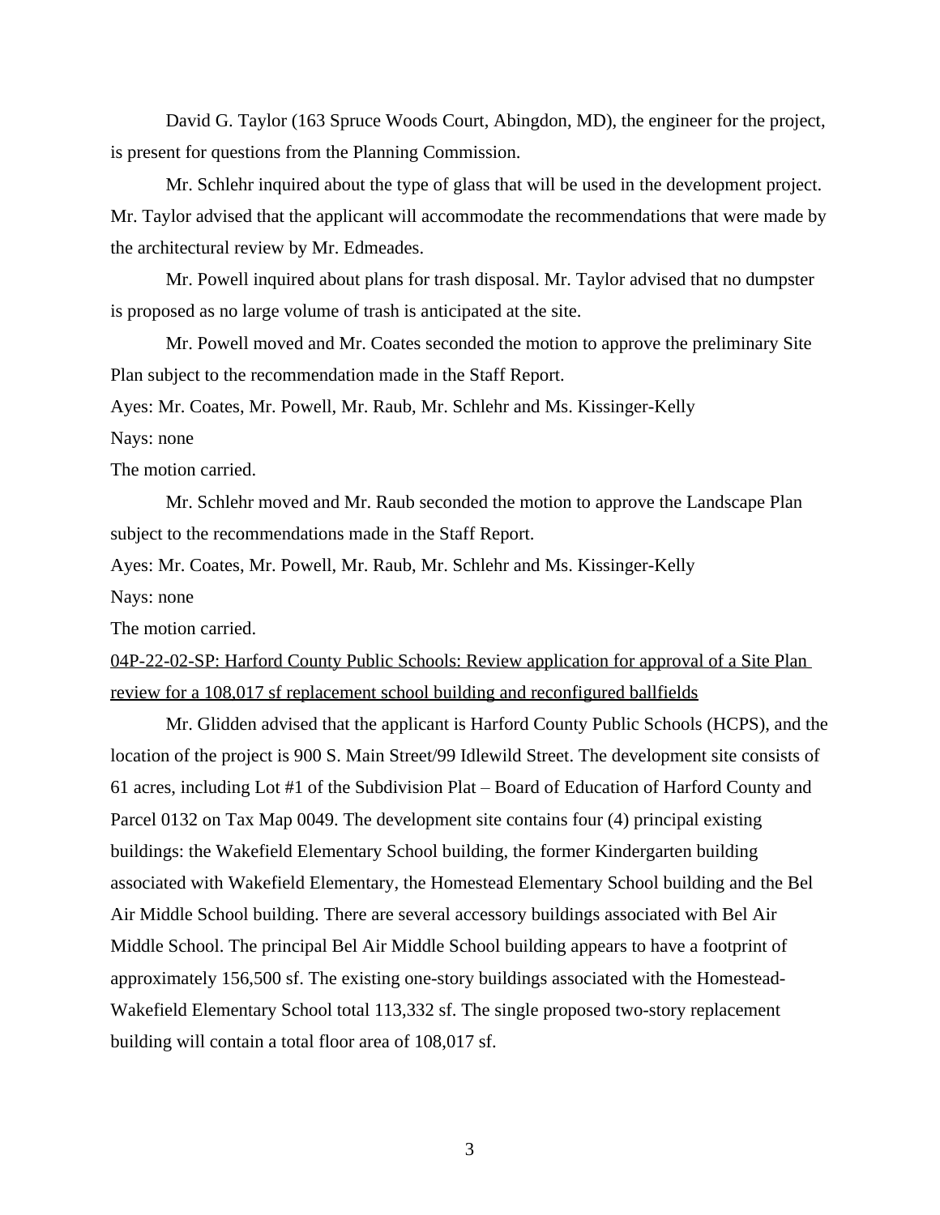David G. Taylor (163 Spruce Woods Court, Abingdon, MD), the engineer for the project, is present for questions from the Planning Commission.

Mr. Schlehr inquired about the type of glass that will be used in the development project. Mr. Taylor advised that the applicant will accommodate the recommendations that were made by the architectural review by Mr. Edmeades.

Mr. Powell inquired about plans for trash disposal. Mr. Taylor advised that no dumpster is proposed as no large volume of trash is anticipated at the site.

Mr. Powell moved and Mr. Coates seconded the motion to approve the preliminary Site Plan subject to the recommendation made in the Staff Report.

Ayes: Mr. Coates, Mr. Powell, Mr. Raub, Mr. Schlehr and Ms. Kissinger-Kelly

Nays: none

The motion carried.

Mr. Schlehr moved and Mr. Raub seconded the motion to approve the Landscape Plan subject to the recommendations made in the Staff Report.

Ayes: Mr. Coates, Mr. Powell, Mr. Raub, Mr. Schlehr and Ms. Kissinger-Kelly

Nays: none

The motion carried.

<u>04P-22-02-SP: Harford County Public Schools: Review application for approval of a Site Plan review for a 108,017 sf replacement school building and reconfigured ballfields</u>

Mr. Glidden advised that the applicant is Harford County Public Schools (HCPS), and the location of the project is 900 S. Main Street/99 Idlewild Street. The development site consists of 61 acres, including Lot #1 of the Subdivision Plat – Board of Education of Harford County and Parcel 0132 on Tax Map 0049. The development site contains four (4) principal existing buildings: the Wakefield Elementary School building, the former Kindergarten building associated with Wakefield Elementary, the Homestead Elementary School building and the Bel Air Middle School building. There are several accessory buildings associated with Bel Air Middle School. The principal Bel Air Middle School building appears to have a footprint of approximately 156,500 sf. The existing one-story buildings associated with the Homestead-Wakefield Elementary School total 113,332 sf. The single proposed two-story replacement building will contain a total floor area of 108,017 sf.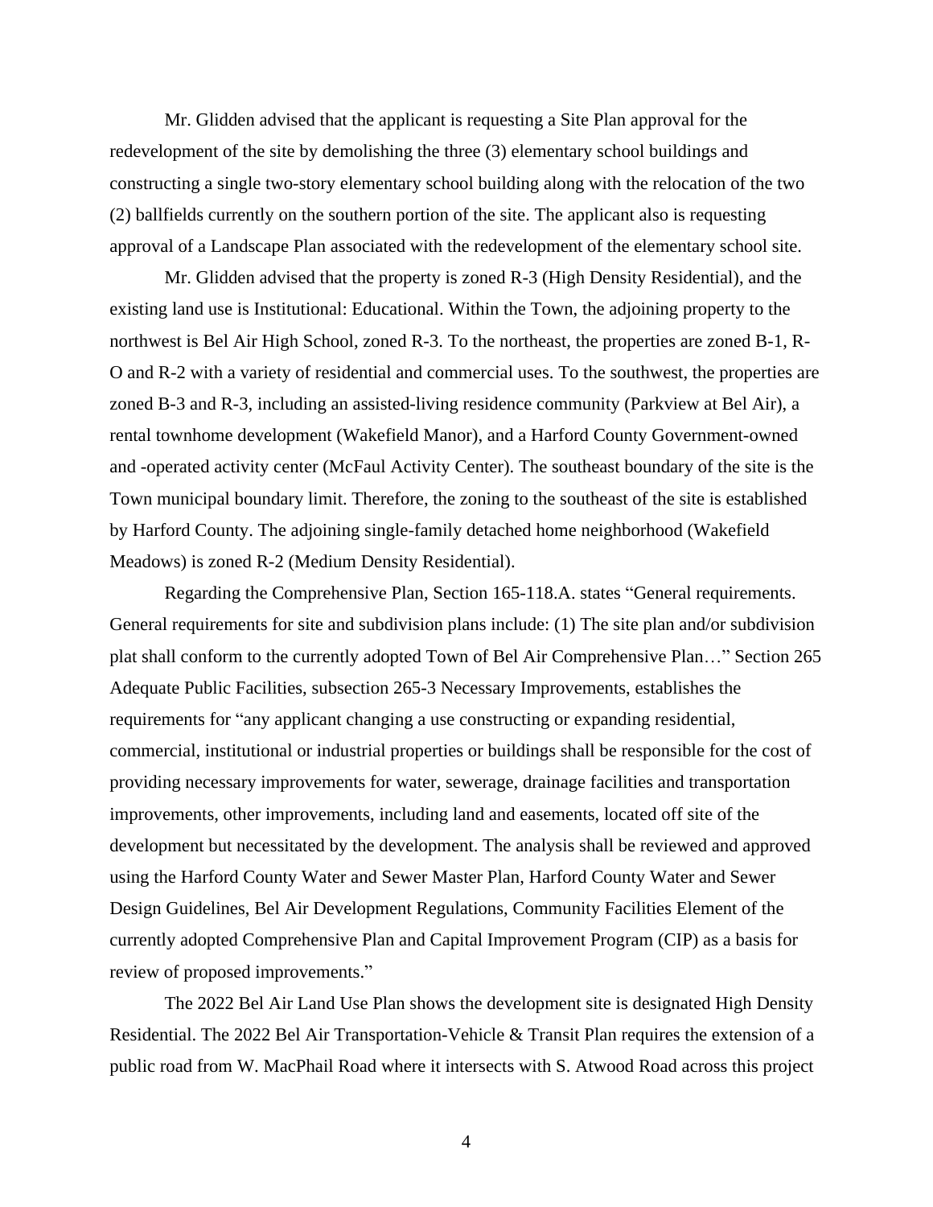Mr. Glidden advised that the applicant is requesting a Site Plan approval for the redevelopment of the site by demolishing the three (3) elementary school buildings and constructing a single two-story elementary school building along with the relocation of the two (2) ballfields currently on the southern portion of the site. The applicant also is requesting approval of a Landscape Plan associated with the redevelopment of the elementary school site.

Mr. Glidden advised that the property is zoned R-3 (High Density Residential), and the existing land use is Institutional: Educational. Within the Town, the adjoining property to the northwest is Bel Air High School, zoned R-3. To the northeast, the properties are zoned B-1, R-O and R-2 with a variety of residential and commercial uses. To the southwest, the properties are zoned B-3 and R-3, including an assisted-living residence community (Parkview at Bel Air), a rental townhome development (Wakefield Manor), and a Harford County Government-owned and -operated activity center (McFaul Activity Center). The southeast boundary of the site is the Town municipal boundary limit. Therefore, the zoning to the southeast of the site is established by Harford County. The adjoining single-family detached home neighborhood (Wakefield Meadows) is zoned R-2 (Medium Density Residential).

Regarding the Comprehensive Plan, Section 165-118.A. states "General requirements. General requirements for site and subdivision plans include: (1) The site plan and/or subdivision plat shall conform to the currently adopted Town of Bel Air Comprehensive Plan…" Section 265 Adequate Public Facilities, subsection 265-3 Necessary Improvements, establishes the requirements for "any applicant changing a use constructing or expanding residential, commercial, institutional or industrial properties or buildings shall be responsible for the cost of providing necessary improvements for water, sewerage, drainage facilities and transportation improvements, other improvements, including land and easements, located off site of the development but necessitated by the development. The analysis shall be reviewed and approved using the Harford County Water and Sewer Master Plan, Harford County Water and Sewer Design Guidelines, Bel Air Development Regulations, Community Facilities Element of the currently adopted Comprehensive Plan and Capital Improvement Program (CIP) as a basis for review of proposed improvements."

The 2022 Bel Air Land Use Plan shows the development site is designated High Density Residential. The 2022 Bel Air Transportation-Vehicle & Transit Plan requires the extension of a public road from W. MacPhail Road where it intersects with S. Atwood Road across this project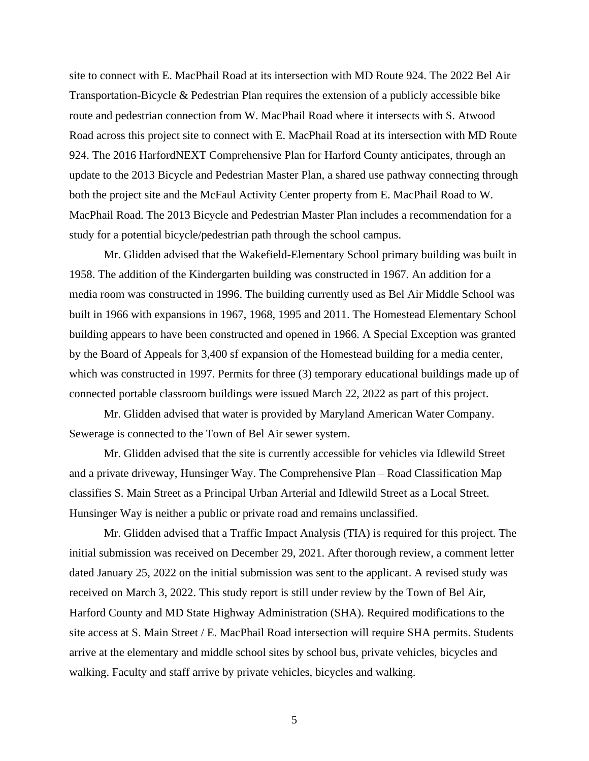site to connect with E. MacPhail Road at its intersection with MD Route 924. The 2022 Bel Air Transportation-Bicycle & Pedestrian Plan requires the extension of a publicly accessible bike route and pedestrian connection from W. MacPhail Road where it intersects with S. Atwood Road across this project site to connect with E. MacPhail Road at its intersection with MD Route 924. The 2016 HarfordNEXT Comprehensive Plan for Harford County anticipates, through an update to the 2013 Bicycle and Pedestrian Master Plan, a shared use pathway connecting through both the project site and the McFaul Activity Center property from E. MacPhail Road to W. MacPhail Road. The 2013 Bicycle and Pedestrian Master Plan includes a recommendation for a study for a potential bicycle/pedestrian path through the school campus.

Mr. Glidden advised that the Wakefield-Elementary School primary building was built in 1958. The addition of the Kindergarten building was constructed in 1967. An addition for a media room was constructed in 1996. The building currently used as Bel Air Middle School was built in 1966 with expansions in 1967, 1968, 1995 and 2011. The Homestead Elementary School building appears to have been constructed and opened in 1966. A Special Exception was granted by the Board of Appeals for 3,400 sf expansion of the Homestead building for a media center, which was constructed in 1997. Permits for three (3) temporary educational buildings made up of connected portable classroom buildings were issued March 22, 2022 as part of this project.

Mr. Glidden advised that water is provided by Maryland American Water Company. Sewerage is connected to the Town of Bel Air sewer system.

Mr. Glidden advised that the site is currently accessible for vehicles via Idlewild Street and a private driveway, Hunsinger Way. The Comprehensive Plan – Road Classification Map classifies S. Main Street as a Principal Urban Arterial and Idlewild Street as a Local Street. Hunsinger Way is neither a public or private road and remains unclassified.

Mr. Glidden advised that a Traffic Impact Analysis (TIA) is required for this project. The initial submission was received on December 29, 2021. After thorough review, a comment letter dated January 25, 2022 on the initial submission was sent to the applicant. A revised study was received on March 3, 2022. This study report is still under review by the Town of Bel Air, Harford County and MD State Highway Administration (SHA). Required modifications to the site access at S. Main Street / E. MacPhail Road intersection will require SHA permits. Students arrive at the elementary and middle school sites by school bus, private vehicles, bicycles and walking. Faculty and staff arrive by private vehicles, bicycles and walking.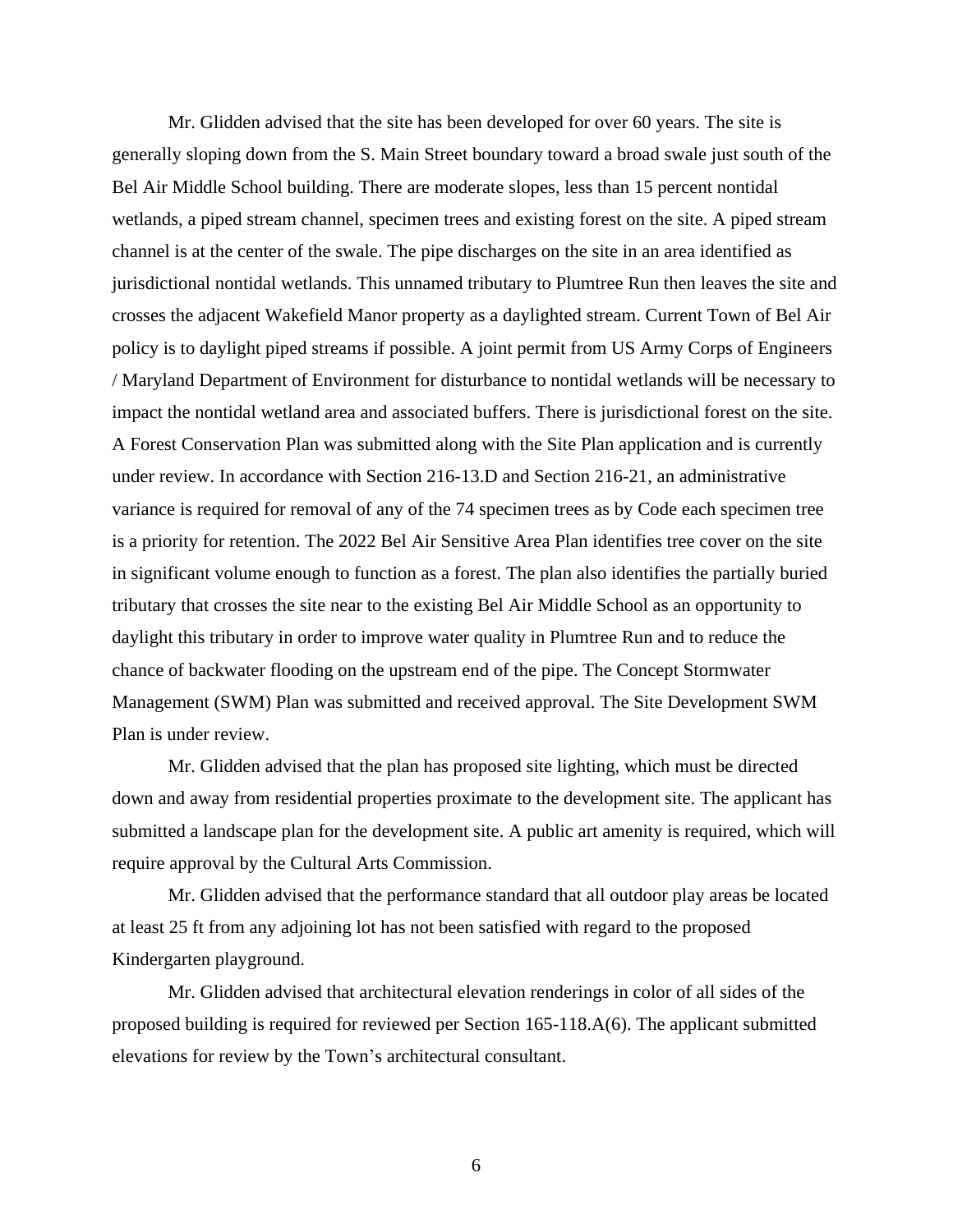Mr. Glidden advised that the site has been developed for over 60 years. The site is generally sloping down from the S. Main Street boundary toward a broad swale just south of the Bel Air Middle School building. There are moderate slopes, less than 15 percent nontidal wetlands, a piped stream channel, specimen trees and existing forest on the site. A piped stream channel is at the center of the swale. The pipe discharges on the site in an area identified as jurisdictional nontidal wetlands. This unnamed tributary to Plumtree Run then leaves the site and crosses the adjacent Wakefield Manor property as a daylighted stream. Current Town of Bel Air policy is to daylight piped streams if possible. A joint permit from US Army Corps of Engineers / Maryland Department of Environment for disturbance to nontidal wetlands will be necessary to impact the nontidal wetland area and associated buffers. There is jurisdictional forest on the site. A Forest Conservation Plan was submitted along with the Site Plan application and is currently under review. In accordance with Section 216-13.D and Section 216-21, an administrative variance is required for removal of any of the 74 specimen trees as by Code each specimen tree is a priority for retention. The 2022 Bel Air Sensitive Area Plan identifies tree cover on the site in significant volume enough to function as a forest. The plan also identifies the partially buried tributary that crosses the site near to the existing Bel Air Middle School as an opportunity to daylight this tributary in order to improve water quality in Plumtree Run and to reduce the chance of backwater flooding on the upstream end of the pipe. The Concept Stormwater Management (SWM) Plan was submitted and received approval. The Site Development SWM Plan is under review.

Mr. Glidden advised that the plan has proposed site lighting, which must be directed down and away from residential properties proximate to the development site. The applicant has submitted a landscape plan for the development site. A public art amenity is required, which will require approval by the Cultural Arts Commission.

Mr. Glidden advised that the performance standard that all outdoor play areas be located at least 25 ft from any adjoining lot has not been satisfied with regard to the proposed Kindergarten playground.

Mr. Glidden advised that architectural elevation renderings in color of all sides of the proposed building is required for reviewed per Section 165-118.A(6). The applicant submitted elevations for review by the Town's architectural consultant.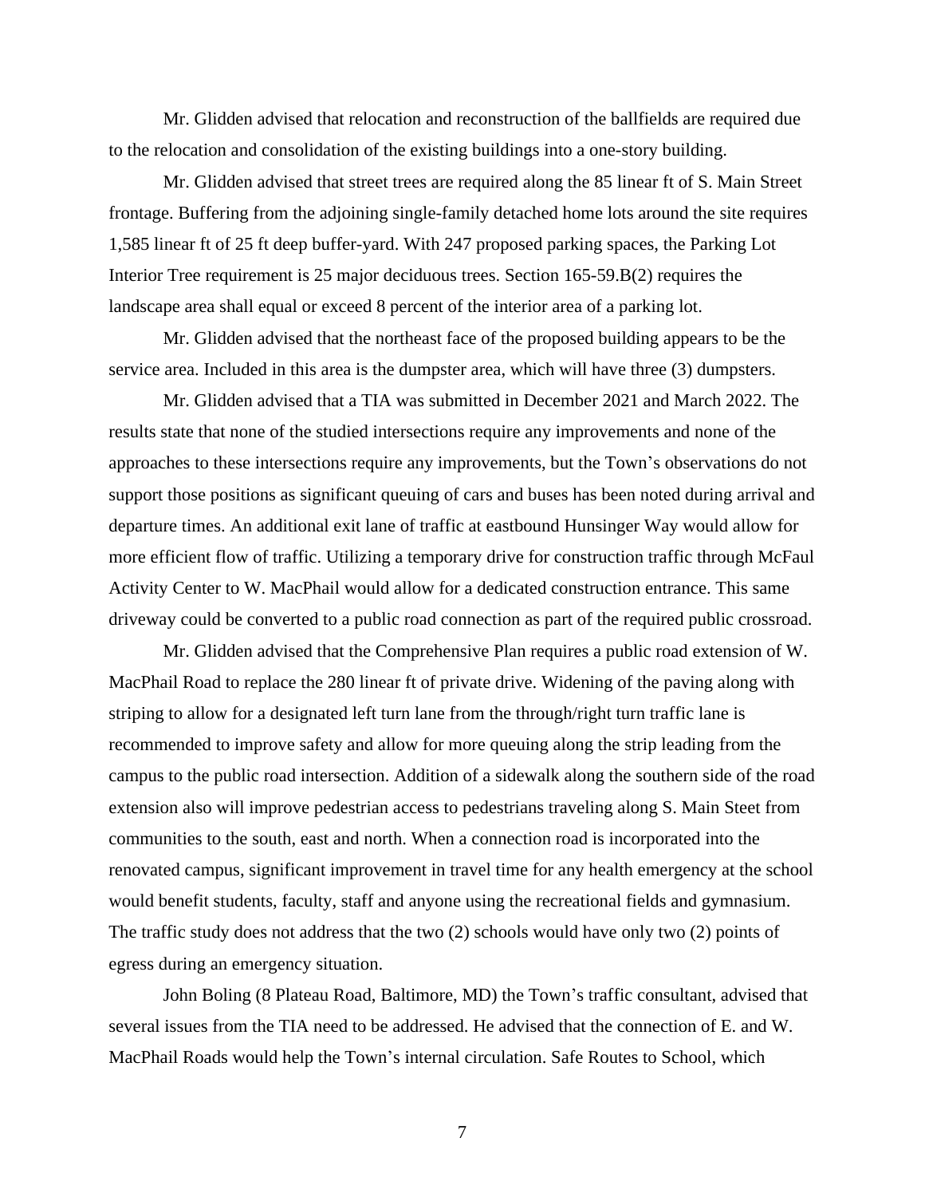Mr. Glidden advised that relocation and reconstruction of the ballfields are required due to the relocation and consolidation of the existing buildings into a one-story building.

Mr. Glidden advised that street trees are required along the 85 linear ft of S. Main Street frontage. Buffering from the adjoining single-family detached home lots around the site requires 1,585 linear ft of 25 ft deep buffer-yard. With 247 proposed parking spaces, the Parking Lot Interior Tree requirement is 25 major deciduous trees. Section 165-59.B(2) requires the landscape area shall equal or exceed 8 percent of the interior area of a parking lot.

Mr. Glidden advised that the northeast face of the proposed building appears to be the service area. Included in this area is the dumpster area, which will have three (3) dumpsters.

Mr. Glidden advised that a TIA was submitted in December 2021 and March 2022. The results state that none of the studied intersections require any improvements and none of the approaches to these intersections require any improvements, but the Town's observations do not support those positions as significant queuing of cars and buses has been noted during arrival and departure times. An additional exit lane of traffic at eastbound Hunsinger Way would allow for more efficient flow of traffic. Utilizing a temporary drive for construction traffic through McFaul Activity Center to W. MacPhail would allow for a dedicated construction entrance. This same driveway could be converted to a public road connection as part of the required public crossroad.

Mr. Glidden advised that the Comprehensive Plan requires a public road extension of W. MacPhail Road to replace the 280 linear ft of private drive. Widening of the paving along with striping to allow for a designated left turn lane from the through/right turn traffic lane is recommended to improve safety and allow for more queuing along the strip leading from the campus to the public road intersection. Addition of a sidewalk along the southern side of the road extension also will improve pedestrian access to pedestrians traveling along S. Main Steet from communities to the south, east and north. When a connection road is incorporated into the renovated campus, significant improvement in travel time for any health emergency at the school would benefit students, faculty, staff and anyone using the recreational fields and gymnasium. The traffic study does not address that the two (2) schools would have only two (2) points of egress during an emergency situation.

John Boling (8 Plateau Road, Baltimore, MD) the Town's traffic consultant, advised that several issues from the TIA need to be addressed. He advised that the connection of E. and W. MacPhail Roads would help the Town's internal circulation. Safe Routes to School, which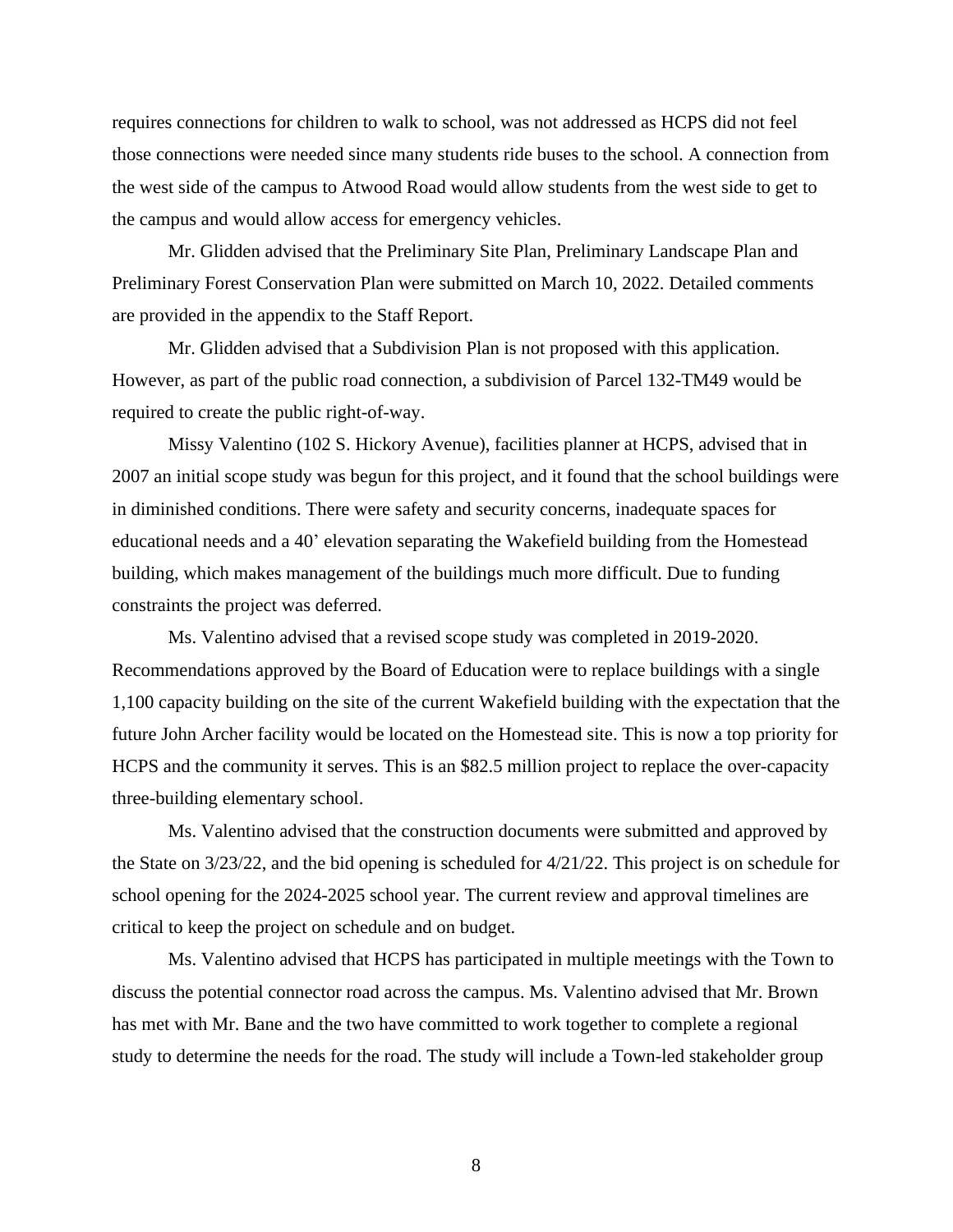requires connections for children to walk to school, was not addressed as HCPS did not feel those connections were needed since many students ride buses to the school. A connection from the west side of the campus to Atwood Road would allow students from the west side to get to the campus and would allow access for emergency vehicles.

Mr. Glidden advised that the Preliminary Site Plan, Preliminary Landscape Plan and Preliminary Forest Conservation Plan were submitted on March 10, 2022. Detailed comments are provided in the appendix to the Staff Report.

Mr. Glidden advised that a Subdivision Plan is not proposed with this application. However, as part of the public road connection, a subdivision of Parcel 132-TM49 would be required to create the public right-of-way.

Missy Valentino (102 S. Hickory Avenue), facilities planner at HCPS, advised that in 2007 an initial scope study was begun for this project, and it found that the school buildings were in diminished conditions. There were safety and security concerns, inadequate spaces for educational needs and a 40' elevation separating the Wakefield building from the Homestead building, which makes management of the buildings much more difficult. Due to funding constraints the project was deferred.

Ms. Valentino advised that a revised scope study was completed in 2019-2020. Recommendations approved by the Board of Education were to replace buildings with a single 1,100 capacity building on the site of the current Wakefield building with the expectation that the future John Archer facility would be located on the Homestead site. This is now a top priority for HCPS and the community it serves. This is an $82.5 million project to replace the over-capacity three-building elementary school.

Ms. Valentino advised that the construction documents were submitted and approved by the State on 3/23/22, and the bid opening is scheduled for 4/21/22. This project is on schedule for school opening for the 2024-2025 school year. The current review and approval timelines are critical to keep the project on schedule and on budget.

Ms. Valentino advised that HCPS has participated in multiple meetings with the Town to discuss the potential connector road across the campus. Ms. Valentino advised that Mr. Brown has met with Mr. Bane and the two have committed to work together to complete a regional study to determine the needs for the road. The study will include a Town-led stakeholder group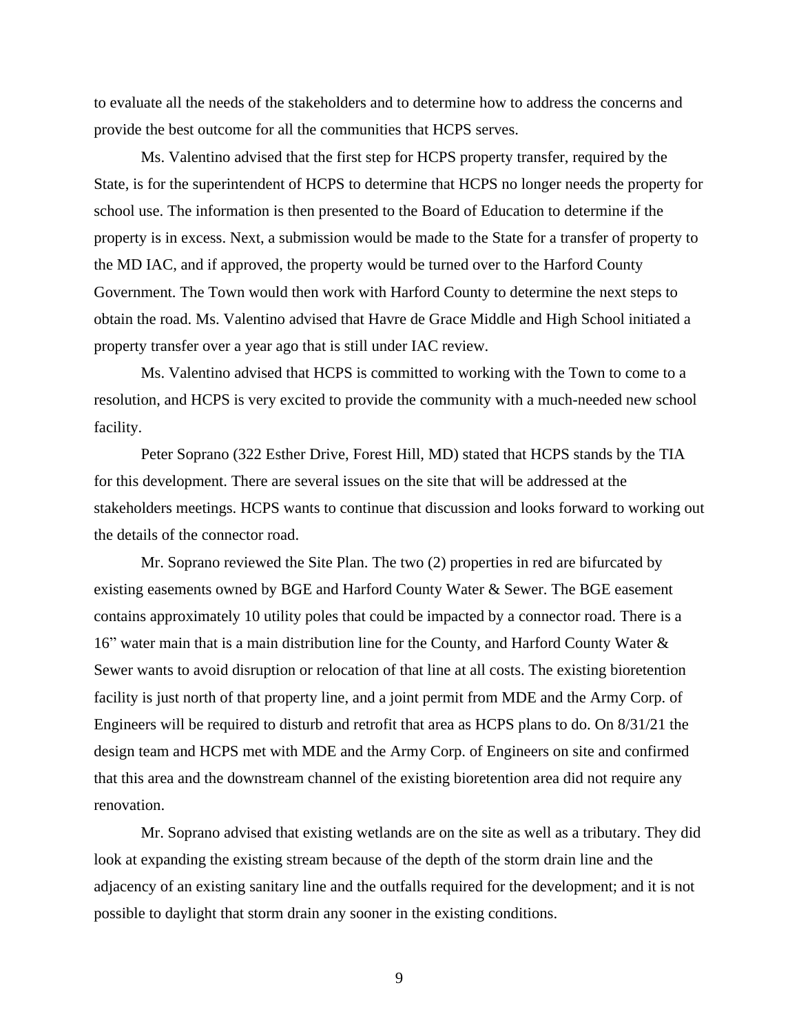to evaluate all the needs of the stakeholders and to determine how to address the concerns and provide the best outcome for all the communities that HCPS serves.

Ms. Valentino advised that the first step for HCPS property transfer, required by the State, is for the superintendent of HCPS to determine that HCPS no longer needs the property for school use. The information is then presented to the Board of Education to determine if the property is in excess. Next, a submission would be made to the State for a transfer of property to the MD IAC, and if approved, the property would be turned over to the Harford County Government. The Town would then work with Harford County to determine the next steps to obtain the road. Ms. Valentino advised that Havre de Grace Middle and High School initiated a property transfer over a year ago that is still under IAC review.

Ms. Valentino advised that HCPS is committed to working with the Town to come to a resolution, and HCPS is very excited to provide the community with a much-needed new school facility.

Peter Soprano (322 Esther Drive, Forest Hill, MD) stated that HCPS stands by the TIA for this development. There are several issues on the site that will be addressed at the stakeholders meetings. HCPS wants to continue that discussion and looks forward to working out the details of the connector road.

Mr. Soprano reviewed the Site Plan. The two (2) properties in red are bifurcated by existing easements owned by BGE and Harford County Water & Sewer. The BGE easement contains approximately 10 utility poles that could be impacted by a connector road. There is a 16" water main that is a main distribution line for the County, and Harford County Water & Sewer wants to avoid disruption or relocation of that line at all costs. The existing bioretention facility is just north of that property line, and a joint permit from MDE and the Army Corp. of Engineers will be required to disturb and retrofit that area as HCPS plans to do. On 8/31/21 the design team and HCPS met with MDE and the Army Corp. of Engineers on site and confirmed that this area and the downstream channel of the existing bioretention area did not require any renovation.

Mr. Soprano advised that existing wetlands are on the site as well as a tributary. They did look at expanding the existing stream because of the depth of the storm drain line and the adjacency of an existing sanitary line and the outfalls required for the development; and it is not possible to daylight that storm drain any sooner in the existing conditions.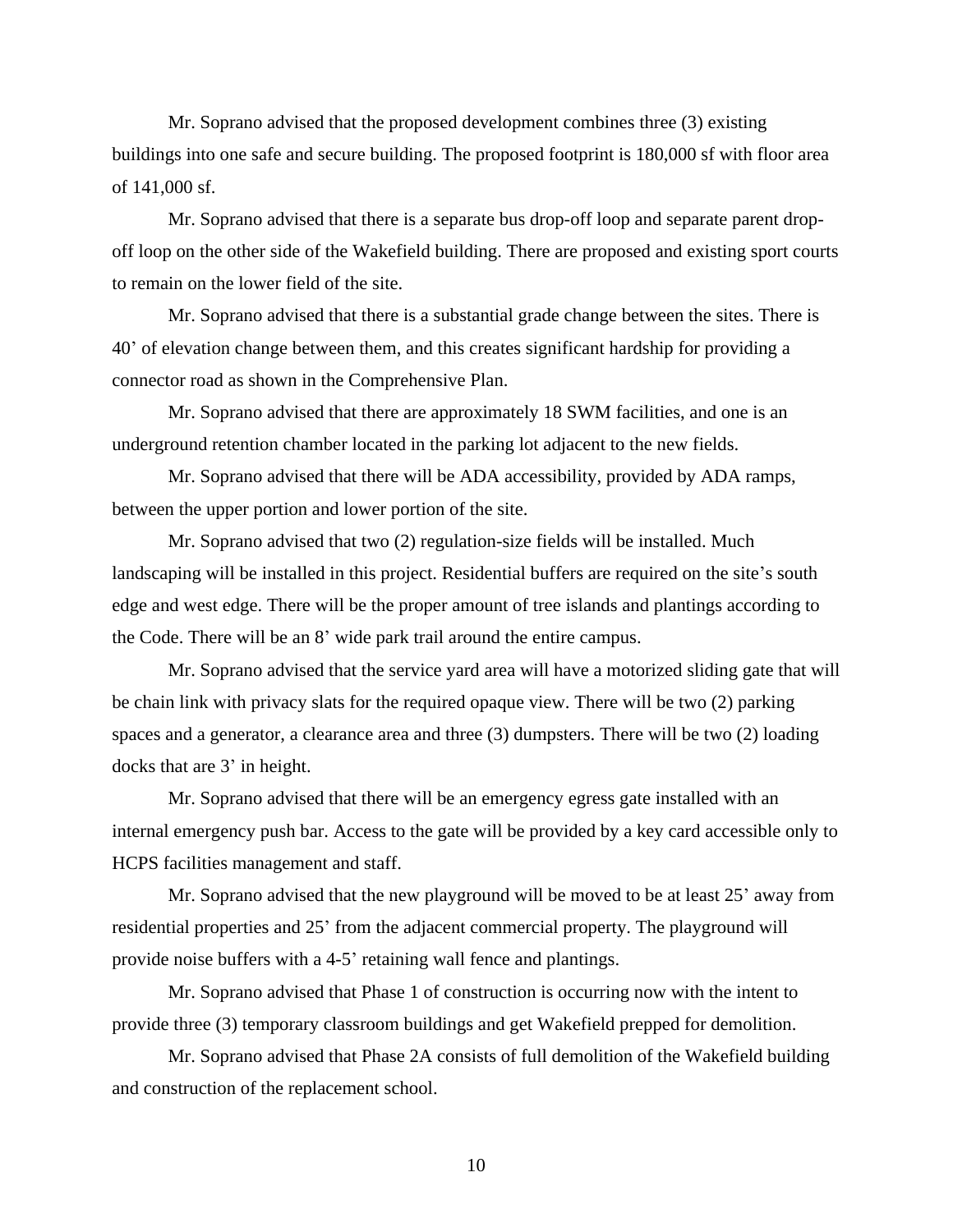Mr. Soprano advised that the proposed development combines three (3) existing buildings into one safe and secure building. The proposed footprint is 180,000 sf with floor area of 141,000 sf.

Mr. Soprano advised that there is a separate bus drop-off loop and separate parent drop-off loop on the other side of the Wakefield building. There are proposed and existing sport courts to remain on the lower field of the site.

Mr. Soprano advised that there is a substantial grade change between the sites. There is 40' of elevation change between them, and this creates significant hardship for providing a connector road as shown in the Comprehensive Plan.

Mr. Soprano advised that there are approximately 18 SWM facilities, and one is an underground retention chamber located in the parking lot adjacent to the new fields.

Mr. Soprano advised that there will be ADA accessibility, provided by ADA ramps, between the upper portion and lower portion of the site.

Mr. Soprano advised that two (2) regulation-size fields will be installed. Much landscaping will be installed in this project. Residential buffers are required on the site's south edge and west edge. There will be the proper amount of tree islands and plantings according to the Code. There will be an 8' wide park trail around the entire campus.

Mr. Soprano advised that the service yard area will have a motorized sliding gate that will be chain link with privacy slats for the required opaque view. There will be two (2) parking spaces and a generator, a clearance area and three (3) dumpsters. There will be two (2) loading docks that are 3' in height.

Mr. Soprano advised that there will be an emergency egress gate installed with an internal emergency push bar. Access to the gate will be provided by a key card accessible only to HCPS facilities management and staff.

Mr. Soprano advised that the new playground will be moved to be at least 25' away from residential properties and 25' from the adjacent commercial property. The playground will provide noise buffers with a 4-5' retaining wall fence and plantings.

Mr. Soprano advised that Phase 1 of construction is occurring now with the intent to provide three (3) temporary classroom buildings and get Wakefield prepped for demolition.

Mr. Soprano advised that Phase 2A consists of full demolition of the Wakefield building and construction of the replacement school.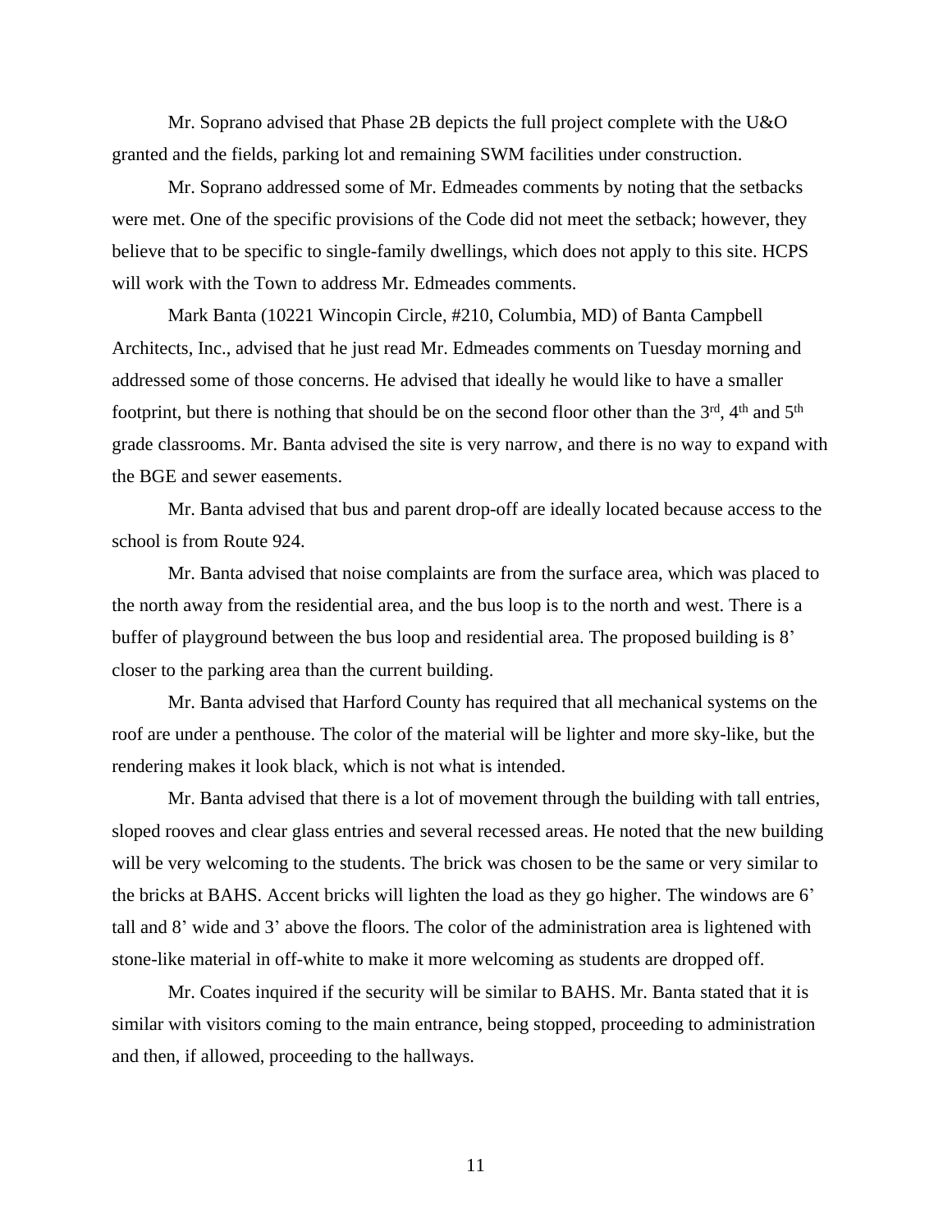Mr. Soprano advised that Phase 2B depicts the full project complete with the U&O granted and the fields, parking lot and remaining SWM facilities under construction.

Mr. Soprano addressed some of Mr. Edmeades comments by noting that the setbacks were met. One of the specific provisions of the Code did not meet the setback; however, they believe that to be specific to single-family dwellings, which does not apply to this site. HCPS will work with the Town to address Mr. Edmeades comments.

Mark Banta (10221 Wincopin Circle, #210, Columbia, MD) of Banta Campbell Architects, Inc., advised that he just read Mr. Edmeades comments on Tuesday morning and addressed some of those concerns. He advised that ideally he would like to have a smaller footprint, but there is nothing that should be on the second floor other than the 3rd, 4th and 5th grade classrooms. Mr. Banta advised the site is very narrow, and there is no way to expand with the BGE and sewer easements.

Mr. Banta advised that bus and parent drop-off are ideally located because access to the school is from Route 924.

Mr. Banta advised that noise complaints are from the surface area, which was placed to the north away from the residential area, and the bus loop is to the north and west. There is a buffer of playground between the bus loop and residential area. The proposed building is 8' closer to the parking area than the current building.

Mr. Banta advised that Harford County has required that all mechanical systems on the roof are under a penthouse. The color of the material will be lighter and more sky-like, but the rendering makes it look black, which is not what is intended.

Mr. Banta advised that there is a lot of movement through the building with tall entries, sloped rooves and clear glass entries and several recessed areas. He noted that the new building will be very welcoming to the students. The brick was chosen to be the same or very similar to the bricks at BAHS. Accent bricks will lighten the load as they go higher. The windows are 6' tall and 8' wide and 3' above the floors. The color of the administration area is lightened with stone-like material in off-white to make it more welcoming as students are dropped off.

Mr. Coates inquired if the security will be similar to BAHS. Mr. Banta stated that it is similar with visitors coming to the main entrance, being stopped, proceeding to administration and then, if allowed, proceeding to the hallways.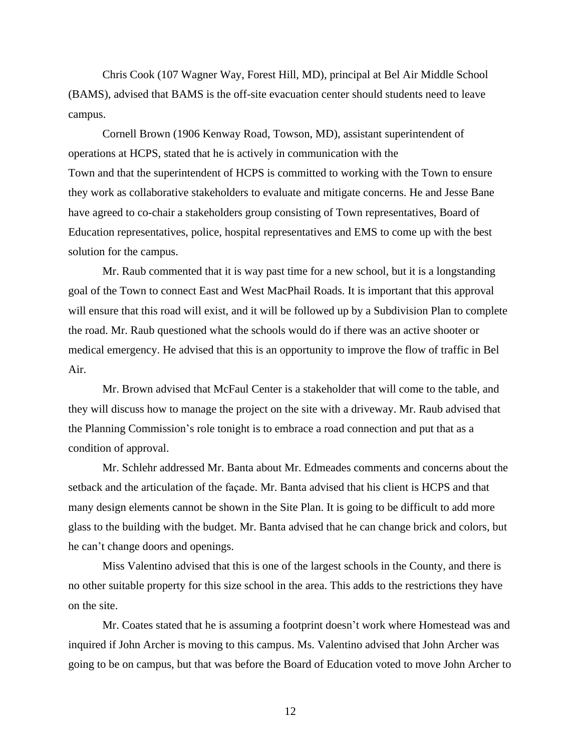Chris Cook (107 Wagner Way, Forest Hill, MD), principal at Bel Air Middle School (BAMS), advised that BAMS is the off-site evacuation center should students need to leave campus.

Cornell Brown (1906 Kenway Road, Towson, MD), assistant superintendent of operations at HCPS, stated that he is actively in communication with the Town and that the superintendent of HCPS is committed to working with the Town to ensure they work as collaborative stakeholders to evaluate and mitigate concerns. He and Jesse Bane have agreed to co-chair a stakeholders group consisting of Town representatives, Board of Education representatives, police, hospital representatives and EMS to come up with the best solution for the campus.

Mr. Raub commented that it is way past time for a new school, but it is a longstanding goal of the Town to connect East and West MacPhail Roads. It is important that this approval will ensure that this road will exist, and it will be followed up by a Subdivision Plan to complete the road. Mr. Raub questioned what the schools would do if there was an active shooter or medical emergency. He advised that this is an opportunity to improve the flow of traffic in Bel Air.

Mr. Brown advised that McFaul Center is a stakeholder that will come to the table, and they will discuss how to manage the project on the site with a driveway. Mr. Raub advised that the Planning Commission's role tonight is to embrace a road connection and put that as a condition of approval.

Mr. Schlehr addressed Mr. Banta about Mr. Edmeades comments and concerns about the setback and the articulation of the façade. Mr. Banta advised that his client is HCPS and that many design elements cannot be shown in the Site Plan. It is going to be difficult to add more glass to the building with the budget. Mr. Banta advised that he can change brick and colors, but he can't change doors and openings.

Miss Valentino advised that this is one of the largest schools in the County, and there is no other suitable property for this size school in the area. This adds to the restrictions they have on the site.

Mr. Coates stated that he is assuming a footprint doesn't work where Homestead was and inquired if John Archer is moving to this campus. Ms. Valentino advised that John Archer was going to be on campus, but that was before the Board of Education voted to move John Archer to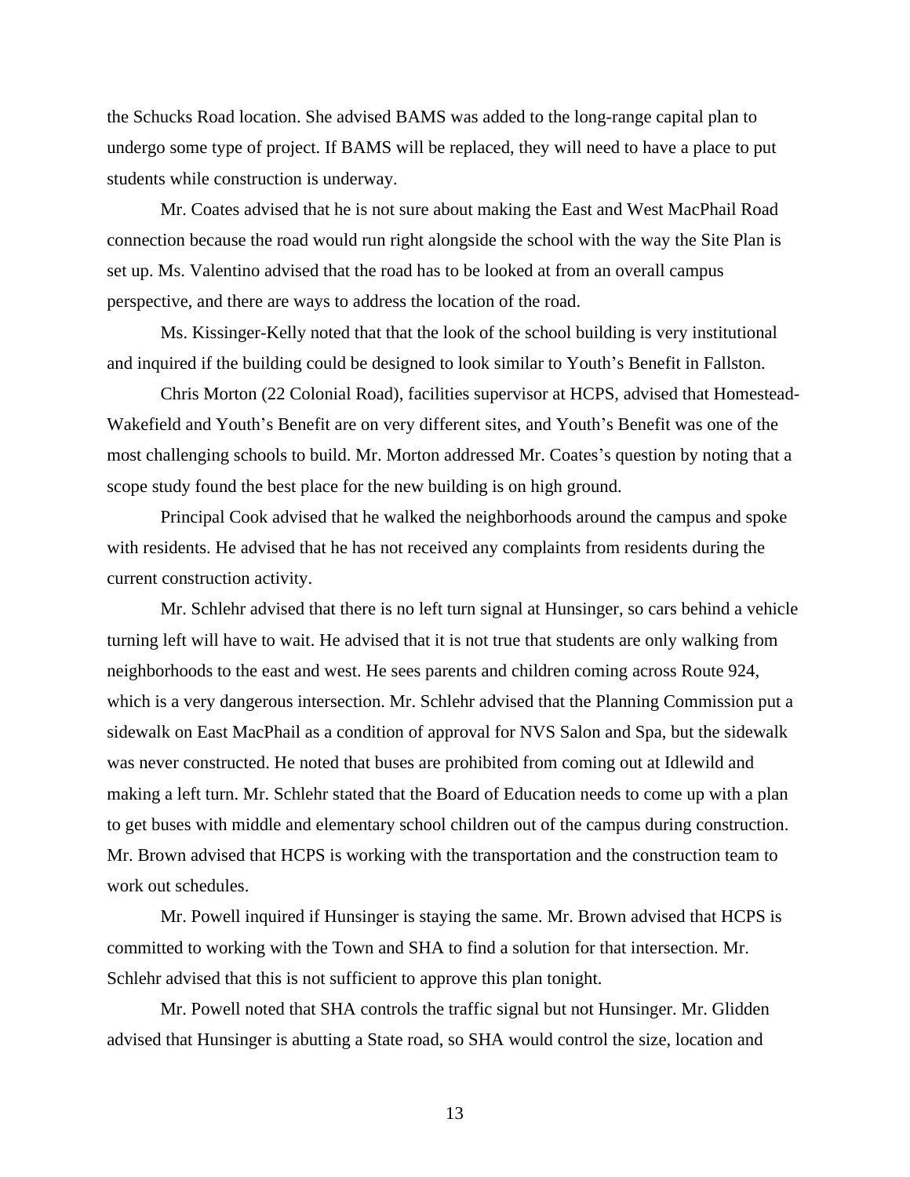the Schucks Road location. She advised BAMS was added to the long-range capital plan to undergo some type of project. If BAMS will be replaced, they will need to have a place to put students while construction is underway.

Mr. Coates advised that he is not sure about making the East and West MacPhail Road connection because the road would run right alongside the school with the way the Site Plan is set up. Ms. Valentino advised that the road has to be looked at from an overall campus perspective, and there are ways to address the location of the road.

Ms. Kissinger-Kelly noted that that the look of the school building is very institutional and inquired if the building could be designed to look similar to Youth's Benefit in Fallston.

Chris Morton (22 Colonial Road), facilities supervisor at HCPS, advised that Homestead-Wakefield and Youth's Benefit are on very different sites, and Youth's Benefit was one of the most challenging schools to build. Mr. Morton addressed Mr. Coates's question by noting that a scope study found the best place for the new building is on high ground.

Principal Cook advised that he walked the neighborhoods around the campus and spoke with residents. He advised that he has not received any complaints from residents during the current construction activity.

Mr. Schlehr advised that there is no left turn signal at Hunsinger, so cars behind a vehicle turning left will have to wait. He advised that it is not true that students are only walking from neighborhoods to the east and west. He sees parents and children coming across Route 924, which is a very dangerous intersection. Mr. Schlehr advised that the Planning Commission put a sidewalk on East MacPhail as a condition of approval for NVS Salon and Spa, but the sidewalk was never constructed. He noted that buses are prohibited from coming out at Idlewild and making a left turn. Mr. Schlehr stated that the Board of Education needs to come up with a plan to get buses with middle and elementary school children out of the campus during construction. Mr. Brown advised that HCPS is working with the transportation and the construction team to work out schedules.

Mr. Powell inquired if Hunsinger is staying the same. Mr. Brown advised that HCPS is committed to working with the Town and SHA to find a solution for that intersection. Mr. Schlehr advised that this is not sufficient to approve this plan tonight.

Mr. Powell noted that SHA controls the traffic signal but not Hunsinger. Mr. Glidden advised that Hunsinger is abutting a State road, so SHA would control the size, location and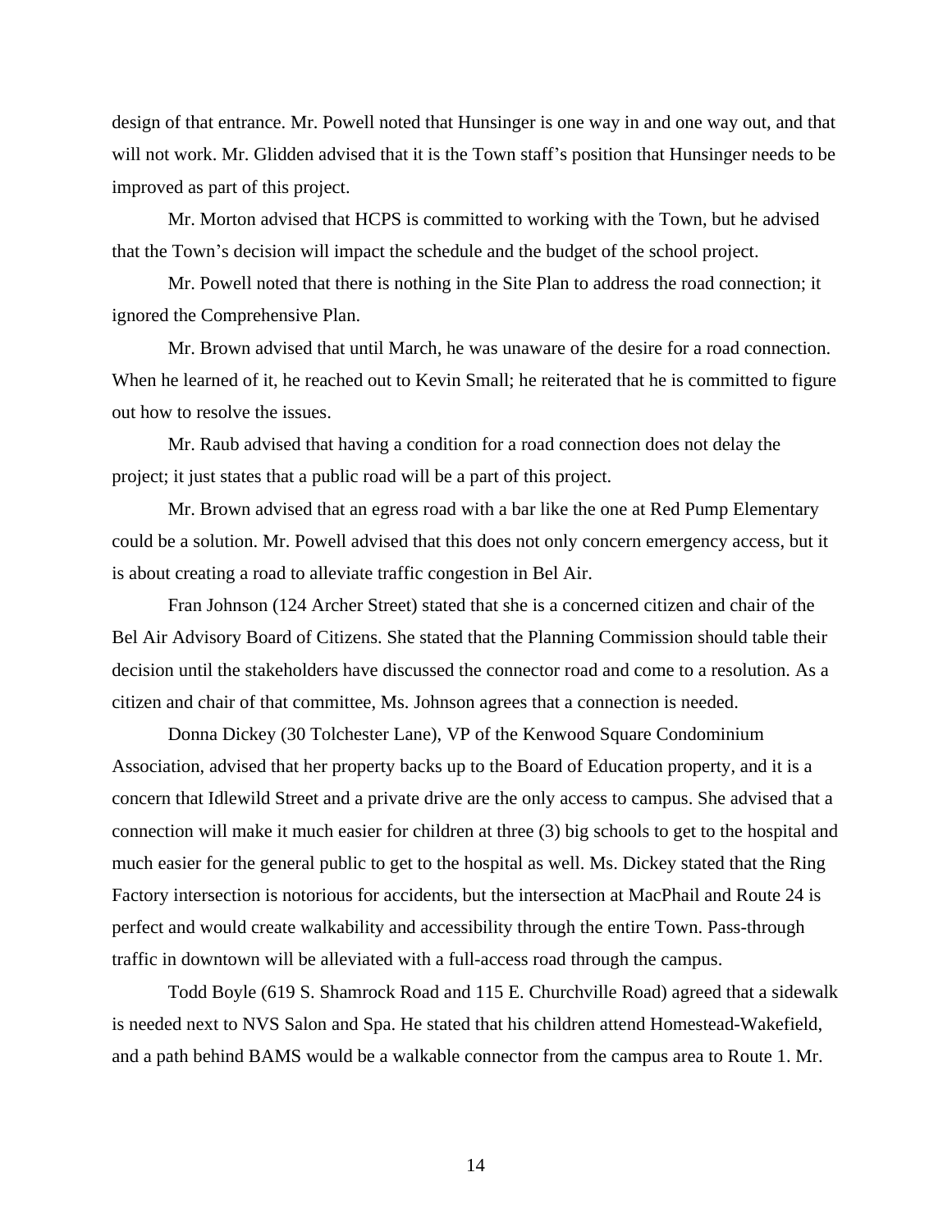design of that entrance. Mr. Powell noted that Hunsinger is one way in and one way out, and that will not work. Mr. Glidden advised that it is the Town staff's position that Hunsinger needs to be improved as part of this project.

Mr. Morton advised that HCPS is committed to working with the Town, but he advised that the Town's decision will impact the schedule and the budget of the school project.

Mr. Powell noted that there is nothing in the Site Plan to address the road connection; it ignored the Comprehensive Plan.

Mr. Brown advised that until March, he was unaware of the desire for a road connection. When he learned of it, he reached out to Kevin Small; he reiterated that he is committed to figure out how to resolve the issues.

Mr. Raub advised that having a condition for a road connection does not delay the project; it just states that a public road will be a part of this project.

Mr. Brown advised that an egress road with a bar like the one at Red Pump Elementary could be a solution. Mr. Powell advised that this does not only concern emergency access, but it is about creating a road to alleviate traffic congestion in Bel Air.

Fran Johnson (124 Archer Street) stated that she is a concerned citizen and chair of the Bel Air Advisory Board of Citizens. She stated that the Planning Commission should table their decision until the stakeholders have discussed the connector road and come to a resolution. As a citizen and chair of that committee, Ms. Johnson agrees that a connection is needed.

Donna Dickey (30 Tolchester Lane), VP of the Kenwood Square Condominium Association, advised that her property backs up to the Board of Education property, and it is a concern that Idlewild Street and a private drive are the only access to campus. She advised that a connection will make it much easier for children at three (3) big schools to get to the hospital and much easier for the general public to get to the hospital as well. Ms. Dickey stated that the Ring Factory intersection is notorious for accidents, but the intersection at MacPhail and Route 24 is perfect and would create walkability and accessibility through the entire Town. Pass-through traffic in downtown will be alleviated with a full-access road through the campus.

Todd Boyle (619 S. Shamrock Road and 115 E. Churchville Road) agreed that a sidewalk is needed next to NVS Salon and Spa. He stated that his children attend Homestead-Wakefield, and a path behind BAMS would be a walkable connector from the campus area to Route 1. Mr.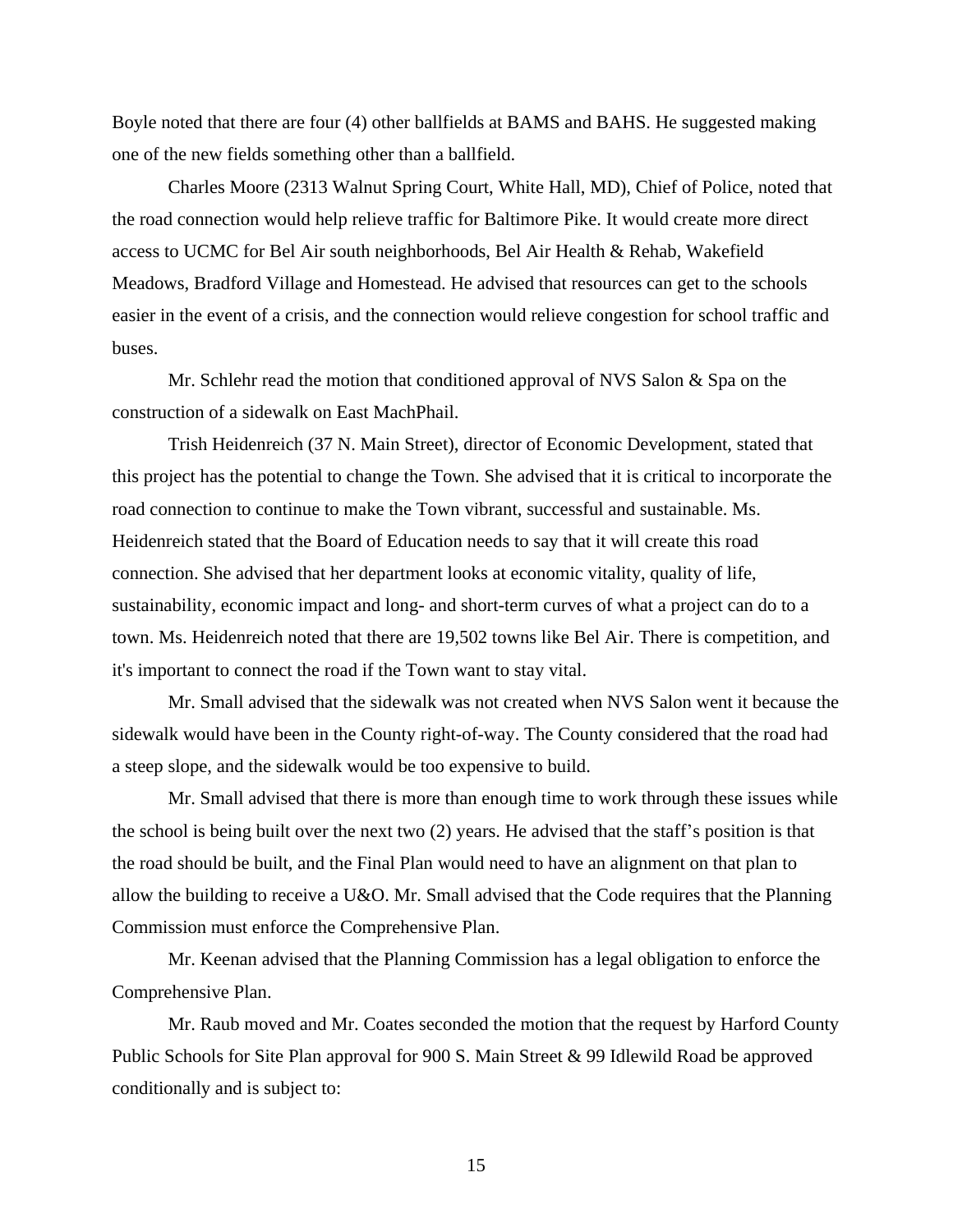Boyle noted that there are four (4) other ballfields at BAMS and BAHS. He suggested making one of the new fields something other than a ballfield.

Charles Moore (2313 Walnut Spring Court, White Hall, MD), Chief of Police, noted that the road connection would help relieve traffic for Baltimore Pike. It would create more direct access to UCMC for Bel Air south neighborhoods, Bel Air Health & Rehab, Wakefield Meadows, Bradford Village and Homestead. He advised that resources can get to the schools easier in the event of a crisis, and the connection would relieve congestion for school traffic and buses.

Mr. Schlehr read the motion that conditioned approval of NVS Salon & Spa on the construction of a sidewalk on East MachPhail.

Trish Heidenreich (37 N. Main Street), director of Economic Development, stated that this project has the potential to change the Town. She advised that it is critical to incorporate the road connection to continue to make the Town vibrant, successful and sustainable. Ms. Heidenreich stated that the Board of Education needs to say that it will create this road connection. She advised that her department looks at economic vitality, quality of life, sustainability, economic impact and long- and short-term curves of what a project can do to a town. Ms. Heidenreich noted that there are 19,502 towns like Bel Air. There is competition, and it's important to connect the road if the Town want to stay vital.

Mr. Small advised that the sidewalk was not created when NVS Salon went it because the sidewalk would have been in the County right-of-way. The County considered that the road had a steep slope, and the sidewalk would be too expensive to build.

Mr. Small advised that there is more than enough time to work through these issues while the school is being built over the next two (2) years. He advised that the staff's position is that the road should be built, and the Final Plan would need to have an alignment on that plan to allow the building to receive a U&O. Mr. Small advised that the Code requires that the Planning Commission must enforce the Comprehensive Plan.

Mr. Keenan advised that the Planning Commission has a legal obligation to enforce the Comprehensive Plan.

Mr. Raub moved and Mr. Coates seconded the motion that the request by Harford County Public Schools for Site Plan approval for 900 S. Main Street & 99 Idlewild Road be approved conditionally and is subject to: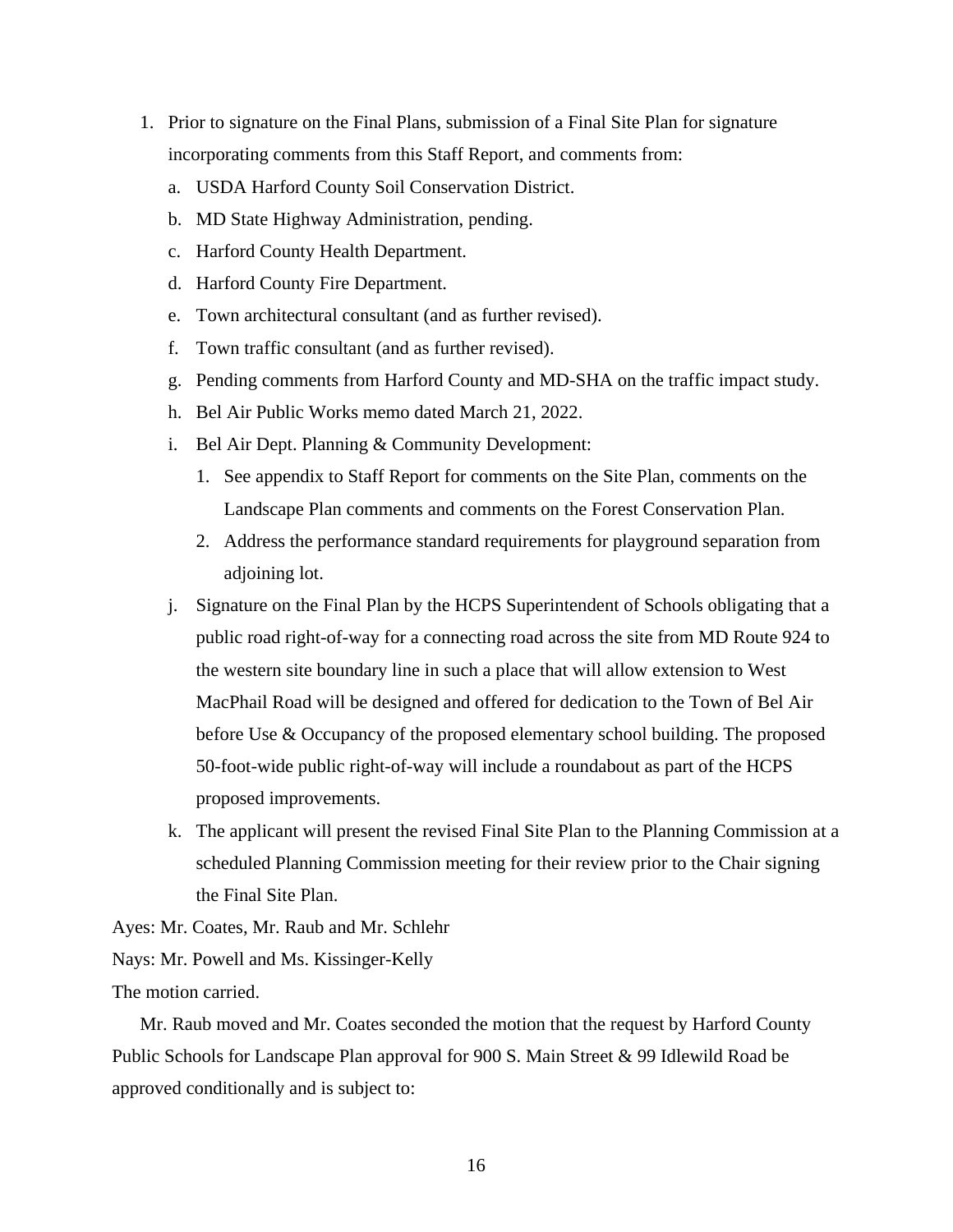1. Prior to signature on the Final Plans, submission of a Final Site Plan for signature incorporating comments from this Staff Report, and comments from:
   a. USDA Harford County Soil Conservation District.
   b. MD State Highway Administration, pending.
   c. Harford County Health Department.
   d. Harford County Fire Department.
   e. Town architectural consultant (and as further revised).
   f. Town traffic consultant (and as further revised).
   g. Pending comments from Harford County and MD-SHA on the traffic impact study.
   h. Bel Air Public Works memo dated March 21, 2022.
   i. Bel Air Dept. Planning & Community Development:
      1. See appendix to Staff Report for comments on the Site Plan, comments on the Landscape Plan comments and comments on the Forest Conservation Plan.
      2. Address the performance standard requirements for playground separation from adjoining lot.
   j. Signature on the Final Plan by the HCPS Superintendent of Schools obligating that a public road right-of-way for a connecting road across the site from MD Route 924 to the western site boundary line in such a place that will allow extension to West MacPhail Road will be designed and offered for dedication to the Town of Bel Air before Use & Occupancy of the proposed elementary school building. The proposed 50-foot-wide public right-of-way will include a roundabout as part of the HCPS proposed improvements.
   k. The applicant will present the revised Final Site Plan to the Planning Commission at a scheduled Planning Commission meeting for their review prior to the Chair signing the Final Site Plan.

Ayes: Mr. Coates, Mr. Raub and Mr. Schlehr

Nays: Mr. Powell and Ms. Kissinger-Kelly

The motion carried.

Mr. Raub moved and Mr. Coates seconded the motion that the request by Harford County Public Schools for Landscape Plan approval for 900 S. Main Street & 99 Idlewild Road be approved conditionally and is subject to: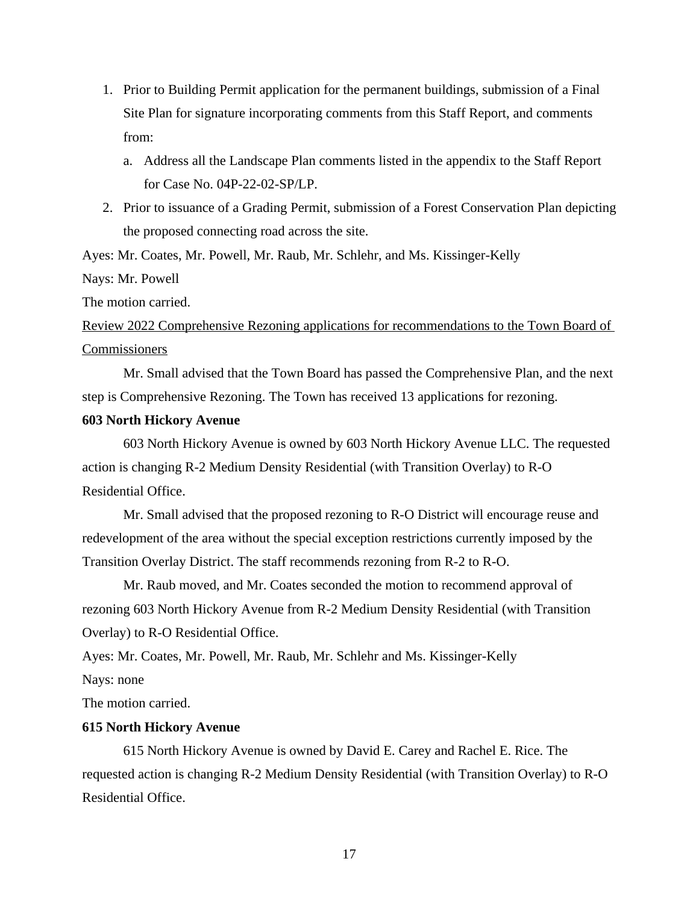1. Prior to Building Permit application for the permanent buildings, submission of a Final Site Plan for signature incorporating comments from this Staff Report, and comments from:
   a. Address all the Landscape Plan comments listed in the appendix to the Staff Report for Case No. 04P-22-02-SP/LP.
2. Prior to issuance of a Grading Permit, submission of a Forest Conservation Plan depicting the proposed connecting road across the site.

Ayes: Mr. Coates, Mr. Powell, Mr. Raub, Mr. Schlehr, and Ms. Kissinger-Kelly

Nays: Mr. Powell

The motion carried.

Review 2022 Comprehensive Rezoning applications for recommendations to the Town Board of Commissioners

Mr. Small advised that the Town Board has passed the Comprehensive Plan, and the next step is Comprehensive Rezoning. The Town has received 13 applications for rezoning.

**603 North Hickory Avenue**

603 North Hickory Avenue is owned by 603 North Hickory Avenue LLC. The requested action is changing R-2 Medium Density Residential (with Transition Overlay) to R-O Residential Office.

Mr. Small advised that the proposed rezoning to R-O District will encourage reuse and redevelopment of the area without the special exception restrictions currently imposed by the Transition Overlay District. The staff recommends rezoning from R-2 to R-O.

Mr. Raub moved, and Mr. Coates seconded the motion to recommend approval of rezoning 603 North Hickory Avenue from R-2 Medium Density Residential (with Transition Overlay) to R-O Residential Office.

Ayes: Mr. Coates, Mr. Powell, Mr. Raub, Mr. Schlehr and Ms. Kissinger-Kelly

Nays: none

The motion carried.

**615 North Hickory Avenue**

615 North Hickory Avenue is owned by David E. Carey and Rachel E. Rice. The requested action is changing R-2 Medium Density Residential (with Transition Overlay) to R-O Residential Office.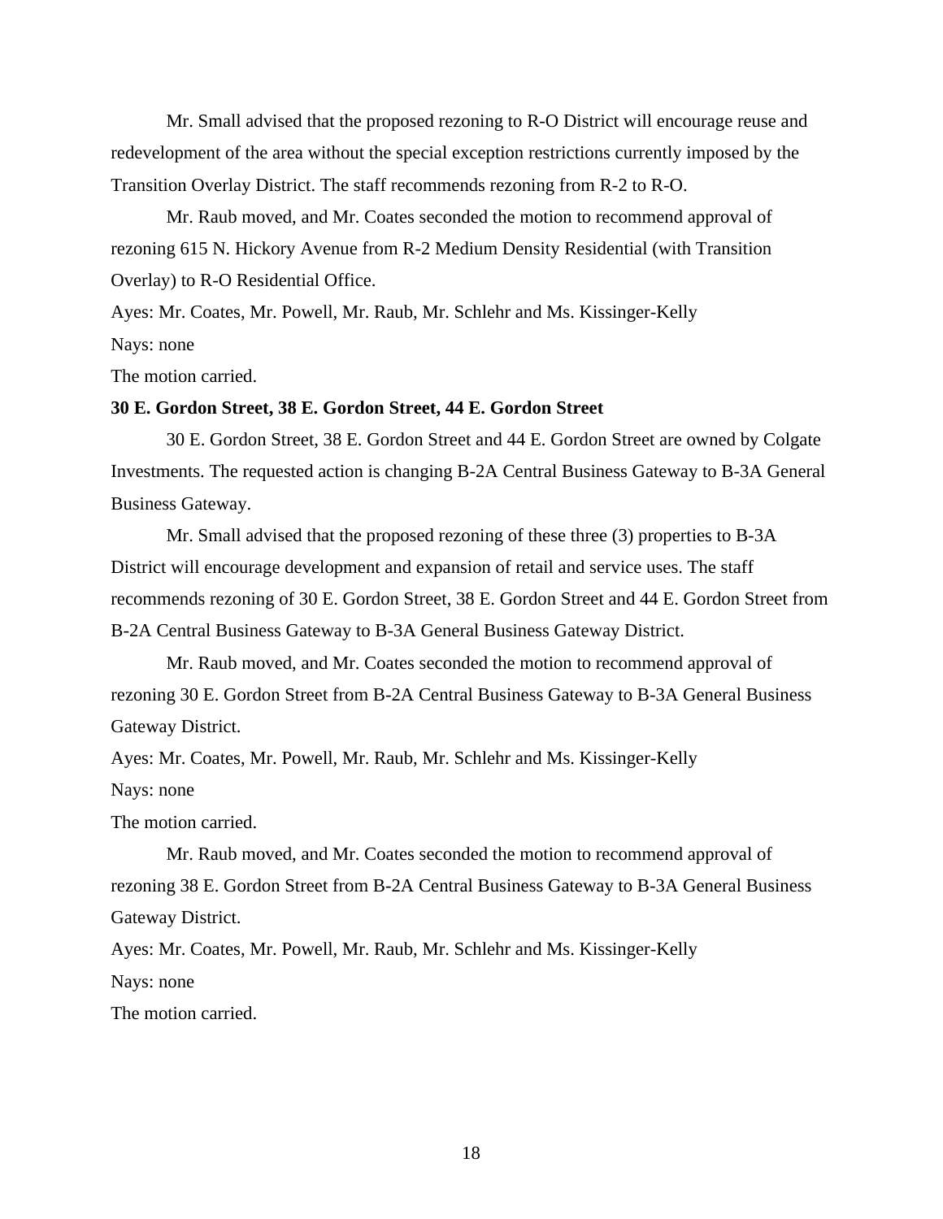Mr. Small advised that the proposed rezoning to R-O District will encourage reuse and redevelopment of the area without the special exception restrictions currently imposed by the Transition Overlay District. The staff recommends rezoning from R-2 to R-O.

Mr. Raub moved, and Mr. Coates seconded the motion to recommend approval of rezoning 615 N. Hickory Avenue from R-2 Medium Density Residential (with Transition Overlay) to R-O Residential Office.

Ayes: Mr. Coates, Mr. Powell, Mr. Raub, Mr. Schlehr and Ms. Kissinger-Kelly

Nays: none

The motion carried.

**30 E. Gordon Street, 38 E. Gordon Street, 44 E. Gordon Street**

30 E. Gordon Street, 38 E. Gordon Street and 44 E. Gordon Street are owned by Colgate Investments. The requested action is changing B-2A Central Business Gateway to B-3A General Business Gateway.

Mr. Small advised that the proposed rezoning of these three (3) properties to B-3A District will encourage development and expansion of retail and service uses. The staff recommends rezoning of 30 E. Gordon Street, 38 E. Gordon Street and 44 E. Gordon Street from B-2A Central Business Gateway to B-3A General Business Gateway District.

Mr. Raub moved, and Mr. Coates seconded the motion to recommend approval of rezoning 30 E. Gordon Street from B-2A Central Business Gateway to B-3A General Business Gateway District.

Ayes: Mr. Coates, Mr. Powell, Mr. Raub, Mr. Schlehr and Ms. Kissinger-Kelly

Nays: none

The motion carried.

Mr. Raub moved, and Mr. Coates seconded the motion to recommend approval of rezoning 38 E. Gordon Street from B-2A Central Business Gateway to B-3A General Business Gateway District.

Ayes: Mr. Coates, Mr. Powell, Mr. Raub, Mr. Schlehr and Ms. Kissinger-Kelly

Nays: none

The motion carried.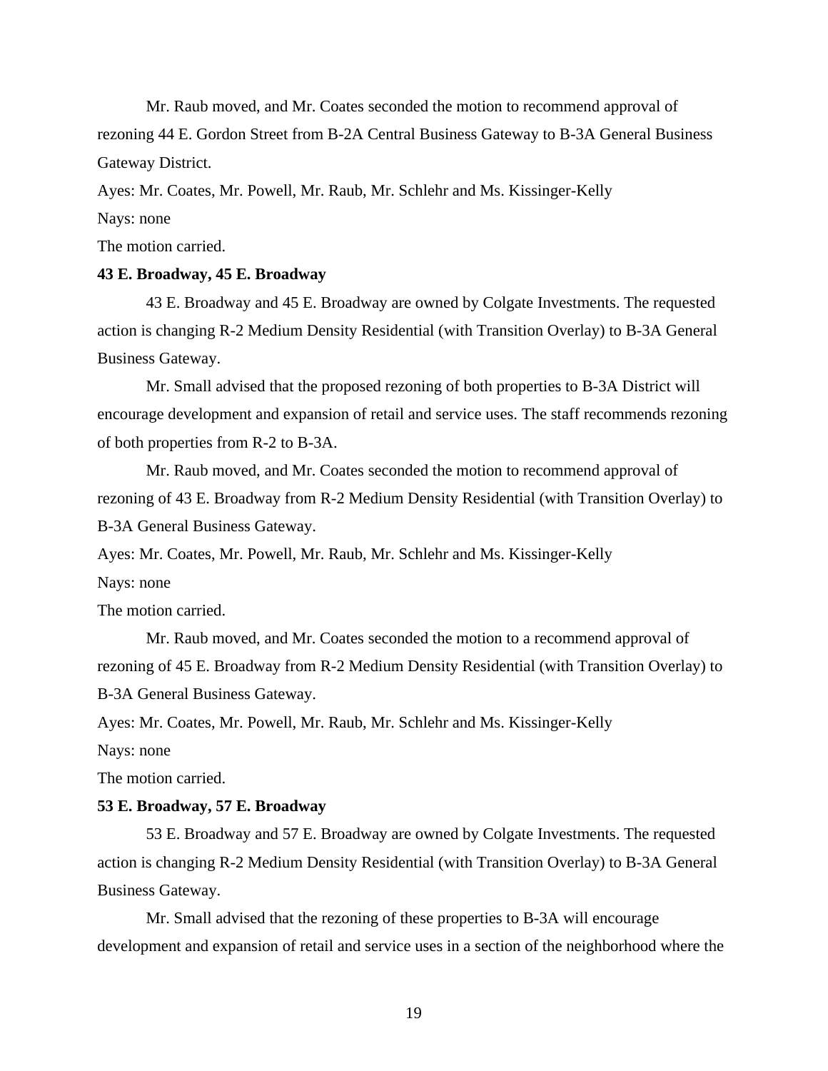Mr. Raub moved, and Mr. Coates seconded the motion to recommend approval of rezoning 44 E. Gordon Street from B-2A Central Business Gateway to B-3A General Business Gateway District.

Ayes: Mr. Coates, Mr. Powell, Mr. Raub, Mr. Schlehr and Ms. Kissinger-Kelly

Nays: none

The motion carried.

**43 E. Broadway, 45 E. Broadway**

43 E. Broadway and 45 E. Broadway are owned by Colgate Investments. The requested action is changing R-2 Medium Density Residential (with Transition Overlay) to B-3A General Business Gateway.

Mr. Small advised that the proposed rezoning of both properties to B-3A District will encourage development and expansion of retail and service uses. The staff recommends rezoning of both properties from R-2 to B-3A.

Mr. Raub moved, and Mr. Coates seconded the motion to recommend approval of rezoning of 43 E. Broadway from R-2 Medium Density Residential (with Transition Overlay) to B-3A General Business Gateway.

Ayes: Mr. Coates, Mr. Powell, Mr. Raub, Mr. Schlehr and Ms. Kissinger-Kelly

Nays: none

The motion carried.

Mr. Raub moved, and Mr. Coates seconded the motion to a recommend approval of rezoning of 45 E. Broadway from R-2 Medium Density Residential (with Transition Overlay) to B-3A General Business Gateway.

Ayes: Mr. Coates, Mr. Powell, Mr. Raub, Mr. Schlehr and Ms. Kissinger-Kelly

Nays: none

The motion carried.

**53 E. Broadway, 57 E. Broadway**

53 E. Broadway and 57 E. Broadway are owned by Colgate Investments. The requested action is changing R-2 Medium Density Residential (with Transition Overlay) to B-3A General Business Gateway.

Mr. Small advised that the rezoning of these properties to B-3A will encourage development and expansion of retail and service uses in a section of the neighborhood where the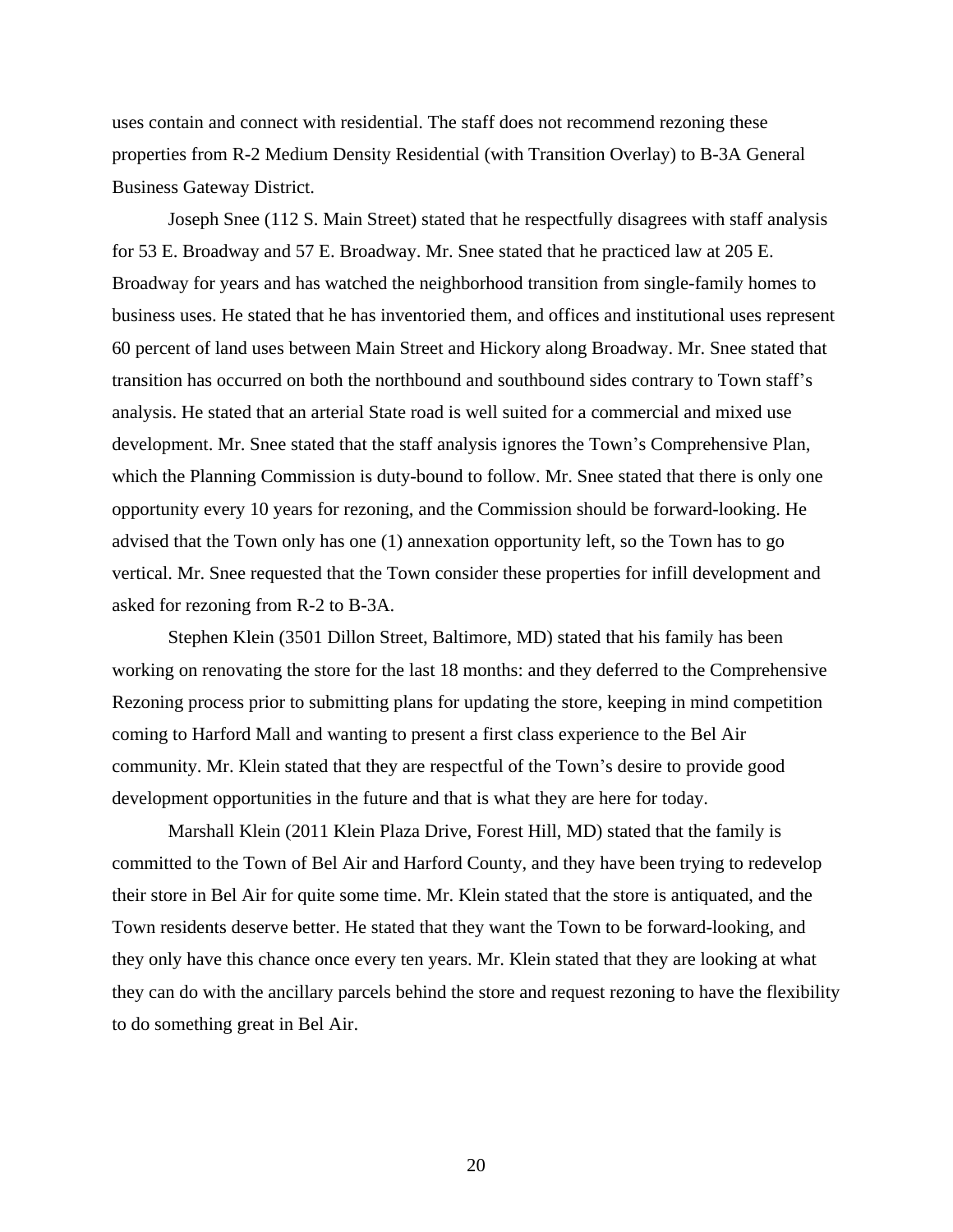uses contain and connect with residential. The staff does not recommend rezoning these properties from R-2 Medium Density Residential (with Transition Overlay) to B-3A General Business Gateway District.

Joseph Snee (112 S. Main Street) stated that he respectfully disagrees with staff analysis for 53 E. Broadway and 57 E. Broadway. Mr. Snee stated that he practiced law at 205 E. Broadway for years and has watched the neighborhood transition from single-family homes to business uses. He stated that he has inventoried them, and offices and institutional uses represent 60 percent of land uses between Main Street and Hickory along Broadway. Mr. Snee stated that transition has occurred on both the northbound and southbound sides contrary to Town staff's analysis. He stated that an arterial State road is well suited for a commercial and mixed use development. Mr. Snee stated that the staff analysis ignores the Town's Comprehensive Plan, which the Planning Commission is duty-bound to follow. Mr. Snee stated that there is only one opportunity every 10 years for rezoning, and the Commission should be forward-looking. He advised that the Town only has one (1) annexation opportunity left, so the Town has to go vertical. Mr. Snee requested that the Town consider these properties for infill development and asked for rezoning from R-2 to B-3A.

Stephen Klein (3501 Dillon Street, Baltimore, MD) stated that his family has been working on renovating the store for the last 18 months: and they deferred to the Comprehensive Rezoning process prior to submitting plans for updating the store, keeping in mind competition coming to Harford Mall and wanting to present a first class experience to the Bel Air community. Mr. Klein stated that they are respectful of the Town's desire to provide good development opportunities in the future and that is what they are here for today.

Marshall Klein (2011 Klein Plaza Drive, Forest Hill, MD) stated that the family is committed to the Town of Bel Air and Harford County, and they have been trying to redevelop their store in Bel Air for quite some time. Mr. Klein stated that the store is antiquated, and the Town residents deserve better. He stated that they want the Town to be forward-looking, and they only have this chance once every ten years. Mr. Klein stated that they are looking at what they can do with the ancillary parcels behind the store and request rezoning to have the flexibility to do something great in Bel Air.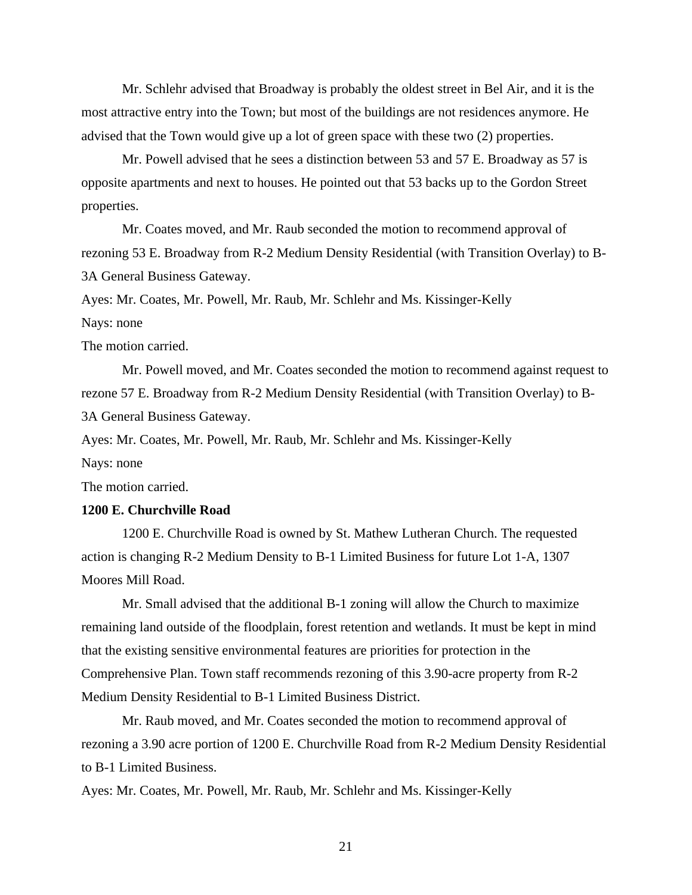Mr. Schlehr advised that Broadway is probably the oldest street in Bel Air, and it is the most attractive entry into the Town; but most of the buildings are not residences anymore. He advised that the Town would give up a lot of green space with these two (2) properties.

Mr. Powell advised that he sees a distinction between 53 and 57 E. Broadway as 57 is opposite apartments and next to houses. He pointed out that 53 backs up to the Gordon Street properties.

Mr. Coates moved, and Mr. Raub seconded the motion to recommend approval of rezoning 53 E. Broadway from R-2 Medium Density Residential (with Transition Overlay) to B-3A General Business Gateway.

Ayes: Mr. Coates, Mr. Powell, Mr. Raub, Mr. Schlehr and Ms. Kissinger-Kelly

Nays: none

The motion carried.

Mr. Powell moved, and Mr. Coates seconded the motion to recommend against request to rezone 57 E. Broadway from R-2 Medium Density Residential (with Transition Overlay) to B-3A General Business Gateway.

Ayes: Mr. Coates, Mr. Powell, Mr. Raub, Mr. Schlehr and Ms. Kissinger-Kelly

Nays: none

The motion carried.

**1200 E. Churchville Road**

1200 E. Churchville Road is owned by St. Mathew Lutheran Church. The requested action is changing R-2 Medium Density to B-1 Limited Business for future Lot 1-A, 1307 Moores Mill Road.

Mr. Small advised that the additional B-1 zoning will allow the Church to maximize remaining land outside of the floodplain, forest retention and wetlands. It must be kept in mind that the existing sensitive environmental features are priorities for protection in the Comprehensive Plan. Town staff recommends rezoning of this 3.90-acre property from R-2 Medium Density Residential to B-1 Limited Business District.

Mr. Raub moved, and Mr. Coates seconded the motion to recommend approval of rezoning a 3.90 acre portion of 1200 E. Churchville Road from R-2 Medium Density Residential to B-1 Limited Business.

Ayes: Mr. Coates, Mr. Powell, Mr. Raub, Mr. Schlehr and Ms. Kissinger-Kelly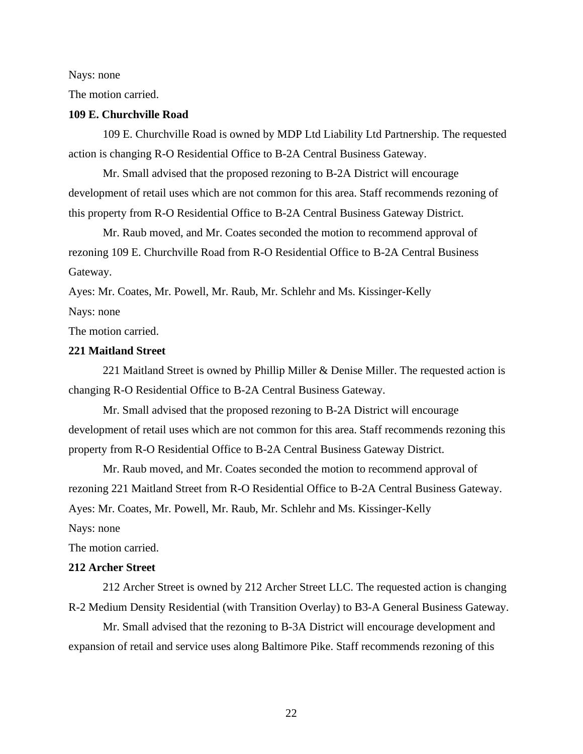Nays: none

The motion carried.

**109 E. Churchville Road**

109 E. Churchville Road is owned by MDP Ltd Liability Ltd Partnership. The requested action is changing R-O Residential Office to B-2A Central Business Gateway.

Mr. Small advised that the proposed rezoning to B-2A District will encourage development of retail uses which are not common for this area. Staff recommends rezoning of this property from R-O Residential Office to B-2A Central Business Gateway District.

Mr. Raub moved, and Mr. Coates seconded the motion to recommend approval of rezoning 109 E. Churchville Road from R-O Residential Office to B-2A Central Business Gateway.

Ayes: Mr. Coates, Mr. Powell, Mr. Raub, Mr. Schlehr and Ms. Kissinger-Kelly

Nays: none

The motion carried.

**221 Maitland Street**

221 Maitland Street is owned by Phillip Miller & Denise Miller. The requested action is changing R-O Residential Office to B-2A Central Business Gateway.

Mr. Small advised that the proposed rezoning to B-2A District will encourage development of retail uses which are not common for this area. Staff recommends rezoning this property from R-O Residential Office to B-2A Central Business Gateway District.

Mr. Raub moved, and Mr. Coates seconded the motion to recommend approval of rezoning 221 Maitland Street from R-O Residential Office to B-2A Central Business Gateway.

Ayes: Mr. Coates, Mr. Powell, Mr. Raub, Mr. Schlehr and Ms. Kissinger-Kelly

Nays: none

The motion carried.

**212 Archer Street**

212 Archer Street is owned by 212 Archer Street LLC. The requested action is changing R-2 Medium Density Residential (with Transition Overlay) to B3-A General Business Gateway.

Mr. Small advised that the rezoning to B-3A District will encourage development and expansion of retail and service uses along Baltimore Pike. Staff recommends rezoning of this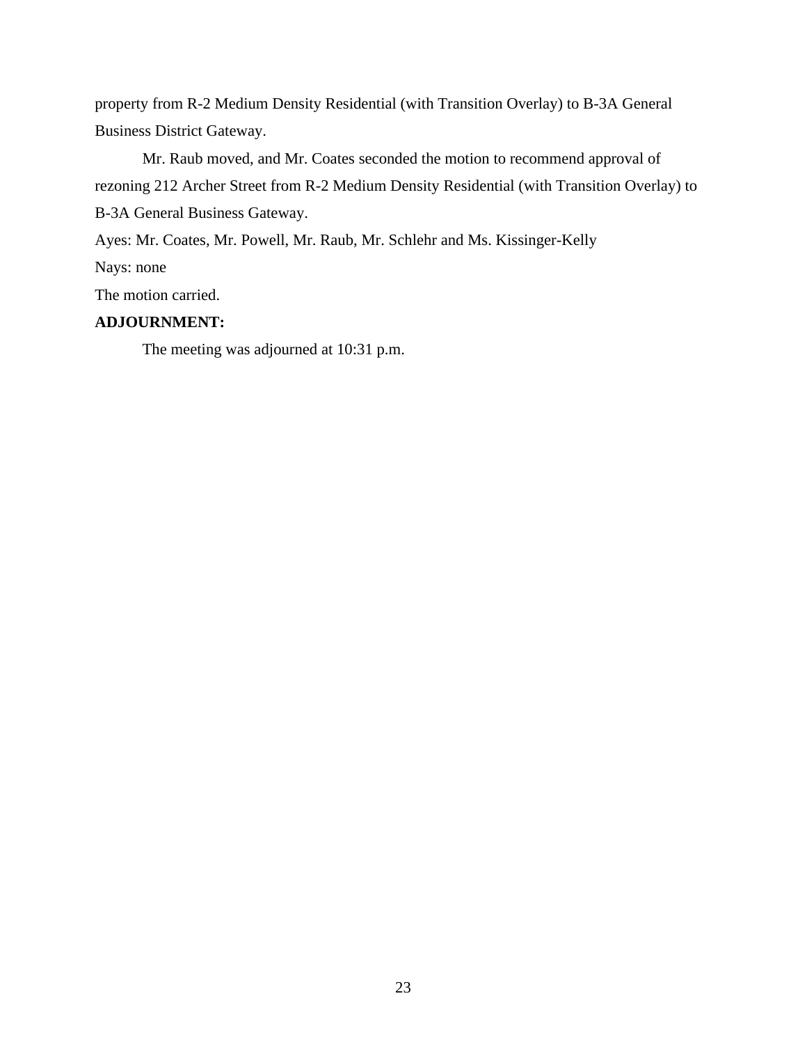property from R-2 Medium Density Residential (with Transition Overlay) to B-3A General Business District Gateway.

Mr. Raub moved, and Mr. Coates seconded the motion to recommend approval of rezoning 212 Archer Street from R-2 Medium Density Residential (with Transition Overlay) to B-3A General Business Gateway.

Ayes: Mr. Coates, Mr. Powell, Mr. Raub, Mr. Schlehr and Ms. Kissinger-Kelly

Nays: none

The motion carried.

**ADJOURNMENT:**

The meeting was adjourned at 10:31 p.m.